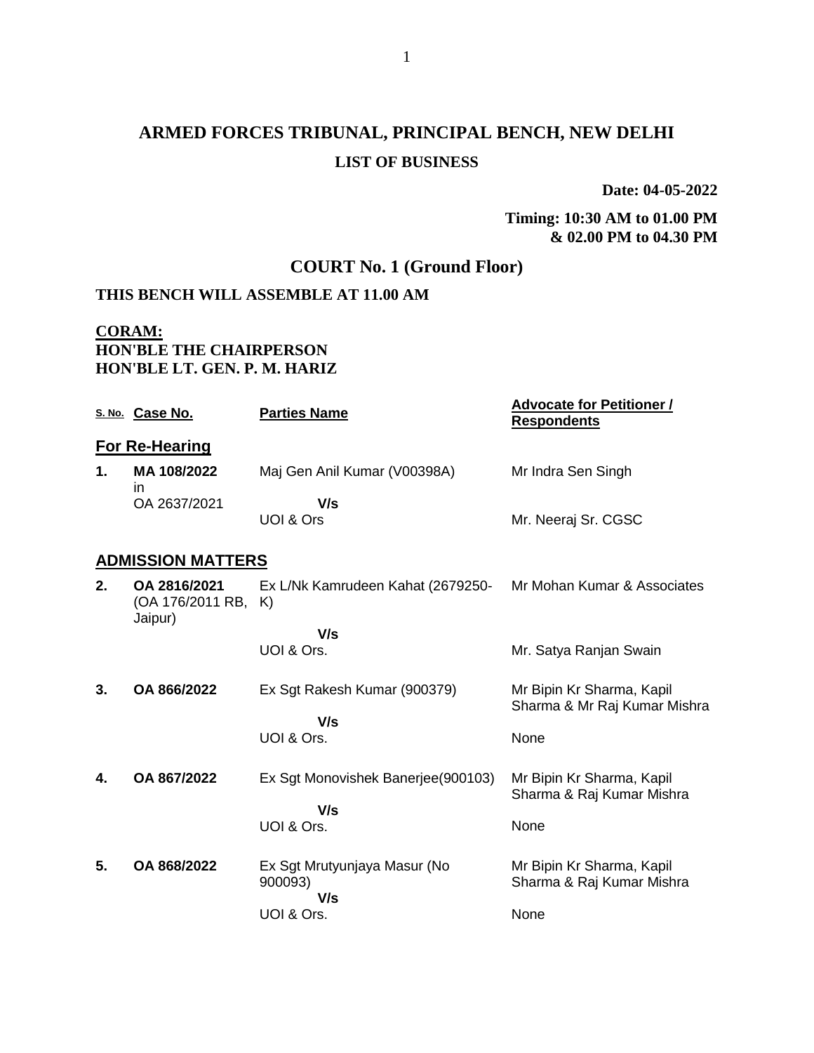# ARMED FORCES TRIBUNAL, PRINCIPAL BENCH, NEW DELHI

## LIST OF BUSINESS

**Date: 04-05-2022**

**Timing: 10:30 AM to 01.00 PM & 02.00 PM to 04.30 PM**

## COURT No. 1 (Ground Floor)

**THIS BENCH WILL ASSEMBLE AT 11.00 AM**

**CORAM:**
**HON'BLE THE CHAIRPERSON**
**HON'BLE LT. GEN. P. M. HARIZ**

| S. No. | Case No. | Parties Name | Advocate for Petitioner / Respondents |
|---|---|---|---|
| **For Re-Hearing** | | | |
| **1.** | **MA 108/2022** in OA 2637/2021 | Maj Gen Anil Kumar (V00398A) **V/s** UOI & Ors | Mr Indra Sen Singh<br>Mr. Neeraj Sr. CGSC |
| **ADMISSION MATTERS** | | | |
| **2.** | **OA 2816/2021** (OA 176/2011 RB, Jaipur) | Ex L/Nk Kamrudeen Kahat (2679250-K) **V/s** UOI & Ors. | Mr Mohan Kumar & Associates<br>Mr. Satya Ranjan Swain |
| **3.** | **OA 866/2022** | Ex Sgt Rakesh Kumar (900379) **V/s** UOI & Ors. | Mr Bipin Kr Sharma, Kapil Sharma & Mr Raj Kumar Mishra<br>None |
| **4.** | **OA 867/2022** | Ex Sgt Monovishek Banerjee(900103) **V/s** UOI & Ors. | Mr Bipin Kr Sharma, Kapil Sharma & Raj Kumar Mishra<br>None |
| **5.** | **OA 868/2022** | Ex Sgt Mrutyunjaya Masur (No 900093) **V/s** UOI & Ors. | Mr Bipin Kr Sharma, Kapil Sharma & Raj Kumar Mishra<br>None |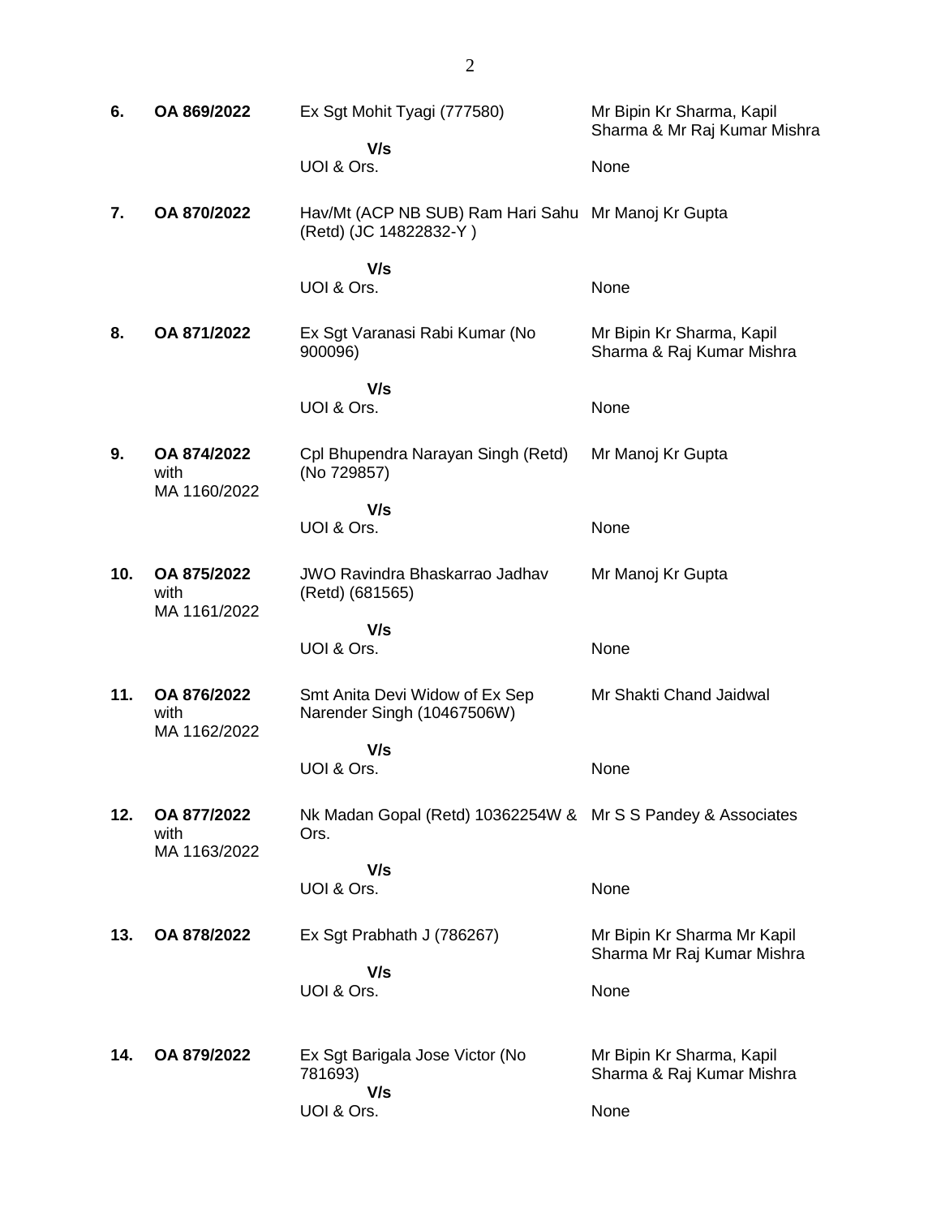| | | | |
|---|---|---|---|
| **6.** | **OA 869/2022** | Ex Sgt Mohit Tyagi (777580)<br>**V/s**<br>UOI & Ors. | Mr Bipin Kr Sharma, Kapil Sharma & Mr Raj Kumar Mishra<br><br>None |
| **7.** | **OA 870/2022** | Hav/Mt (ACP NB SUB) Ram Hari Sahu (Retd) (JC 14822832-Y )<br>**V/s**<br>UOI & Ors. | Mr Manoj Kr Gupta<br><br>None |
| **8.** | **OA 871/2022** | Ex Sgt Varanasi Rabi Kumar (No 900096)<br>**V/s**<br>UOI & Ors. | Mr Bipin Kr Sharma, Kapil Sharma & Raj Kumar Mishra<br><br>None |
| **9.** | **OA 874/2022** with MA 1160/2022 | Cpl Bhupendra Narayan Singh (Retd) (No 729857)<br>**V/s**<br>UOI & Ors. | Mr Manoj Kr Gupta<br><br>None |
| **10.** | **OA 875/2022** with MA 1161/2022 | JWO Ravindra Bhaskarrao Jadhav (Retd) (681565)<br>**V/s**<br>UOI & Ors. | Mr Manoj Kr Gupta<br><br>None |
| **11.** | **OA 876/2022** with MA 1162/2022 | Smt Anita Devi Widow of Ex Sep Narender Singh (10467506W)<br>**V/s**<br>UOI & Ors. | Mr Shakti Chand Jaidwal<br><br>None |
| **12.** | **OA 877/2022** with MA 1163/2022 | Nk Madan Gopal (Retd) 10362254W & Ors.<br>**V/s**<br>UOI & Ors. | Mr S S Pandey & Associates<br><br>None |
| **13.** | **OA 878/2022** | Ex Sgt Prabhath J (786267)<br>**V/s**<br>UOI & Ors. | Mr Bipin Kr Sharma Mr Kapil Sharma Mr Raj Kumar Mishra<br><br>None |
| **14.** | **OA 879/2022** | Ex Sgt Barigala Jose Victor (No 781693)<br>**V/s**<br>UOI & Ors. | Mr Bipin Kr Sharma, Kapil Sharma & Raj Kumar Mishra<br><br>None |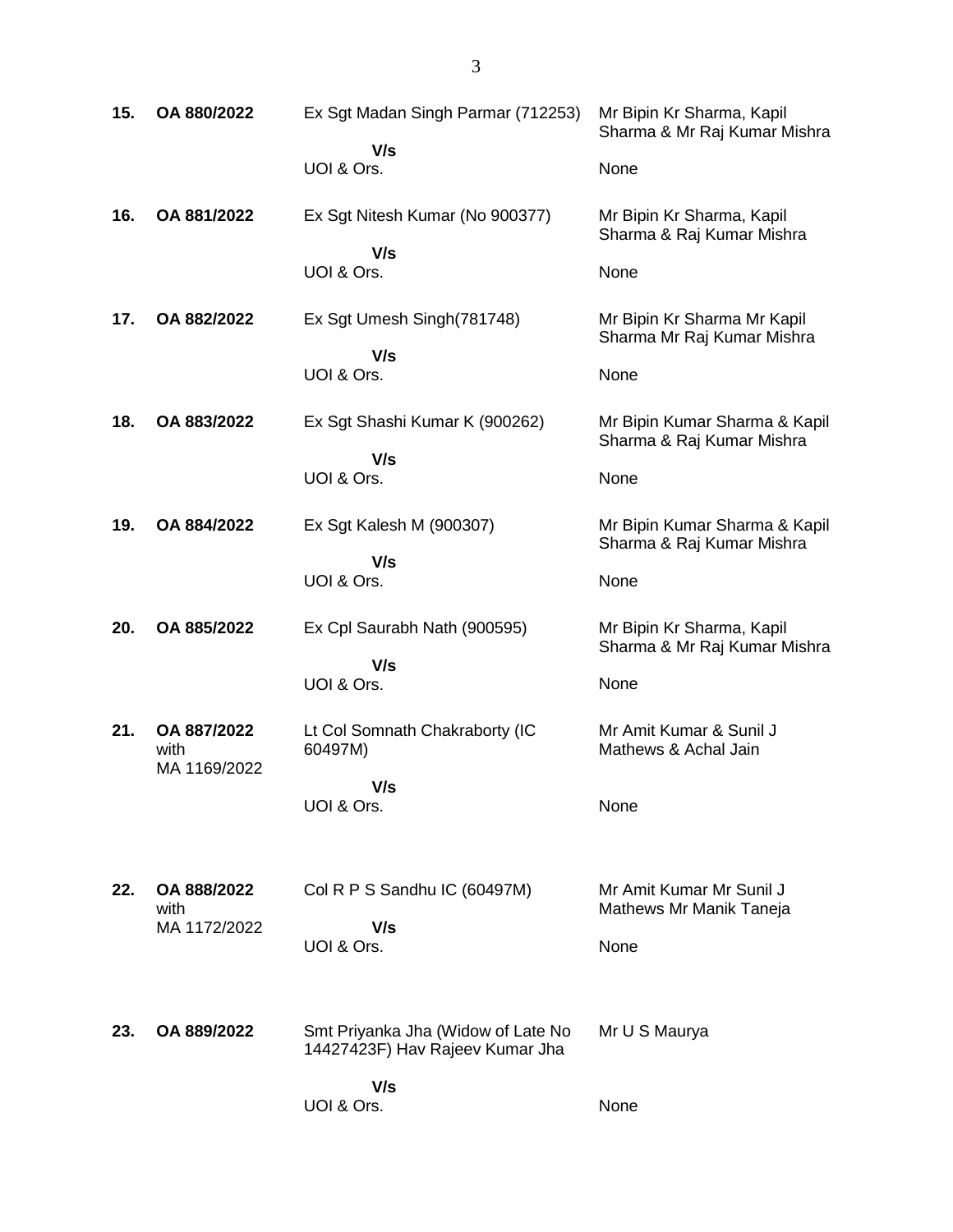| | | | |
|---|---|---|---|
| **15.** | **OA 880/2022** | Ex Sgt Madan Singh Parmar (712253)<br>**V/s**<br>UOI & Ors. | Mr Bipin Kr Sharma, Kapil Sharma & Mr Raj Kumar Mishra<br><br>None |
| **16.** | **OA 881/2022** | Ex Sgt Nitesh Kumar (No 900377)<br>**V/s**<br>UOI & Ors. | Mr Bipin Kr Sharma, Kapil Sharma & Raj Kumar Mishra<br><br>None |
| **17.** | **OA 882/2022** | Ex Sgt Umesh Singh(781748)<br>**V/s**<br>UOI & Ors. | Mr Bipin Kr Sharma Mr Kapil Sharma Mr Raj Kumar Mishra<br><br>None |
| **18.** | **OA 883/2022** | Ex Sgt Shashi Kumar K (900262)<br>**V/s**<br>UOI & Ors. | Mr Bipin Kumar Sharma & Kapil Sharma & Raj Kumar Mishra<br><br>None |
| **19.** | **OA 884/2022** | Ex Sgt Kalesh M (900307)<br>**V/s**<br>UOI & Ors. | Mr Bipin Kumar Sharma & Kapil Sharma & Raj Kumar Mishra<br><br>None |
| **20.** | **OA 885/2022** | Ex Cpl Saurabh Nath (900595)<br>**V/s**<br>UOI & Ors. | Mr Bipin Kr Sharma, Kapil Sharma & Mr Raj Kumar Mishra<br><br>None |
| **21.** | **OA 887/2022** with MA 1169/2022 | Lt Col Somnath Chakraborty (IC 60497M)<br>**V/s**<br>UOI & Ors. | Mr Amit Kumar & Sunil J Mathews & Achal Jain<br><br>None |
| **22.** | **OA 888/2022** with MA 1172/2022 | Col R P S Sandhu IC (60497M)<br>**V/s**<br>UOI & Ors. | Mr Amit Kumar Mr Sunil J Mathews Mr Manik Taneja<br><br>None |
| **23.** | **OA 889/2022** | Smt Priyanka Jha (Widow of Late No 14427423F) Hav Rajeev Kumar Jha<br>**V/s**<br>UOI & Ors. | Mr U S Maurya<br><br>None |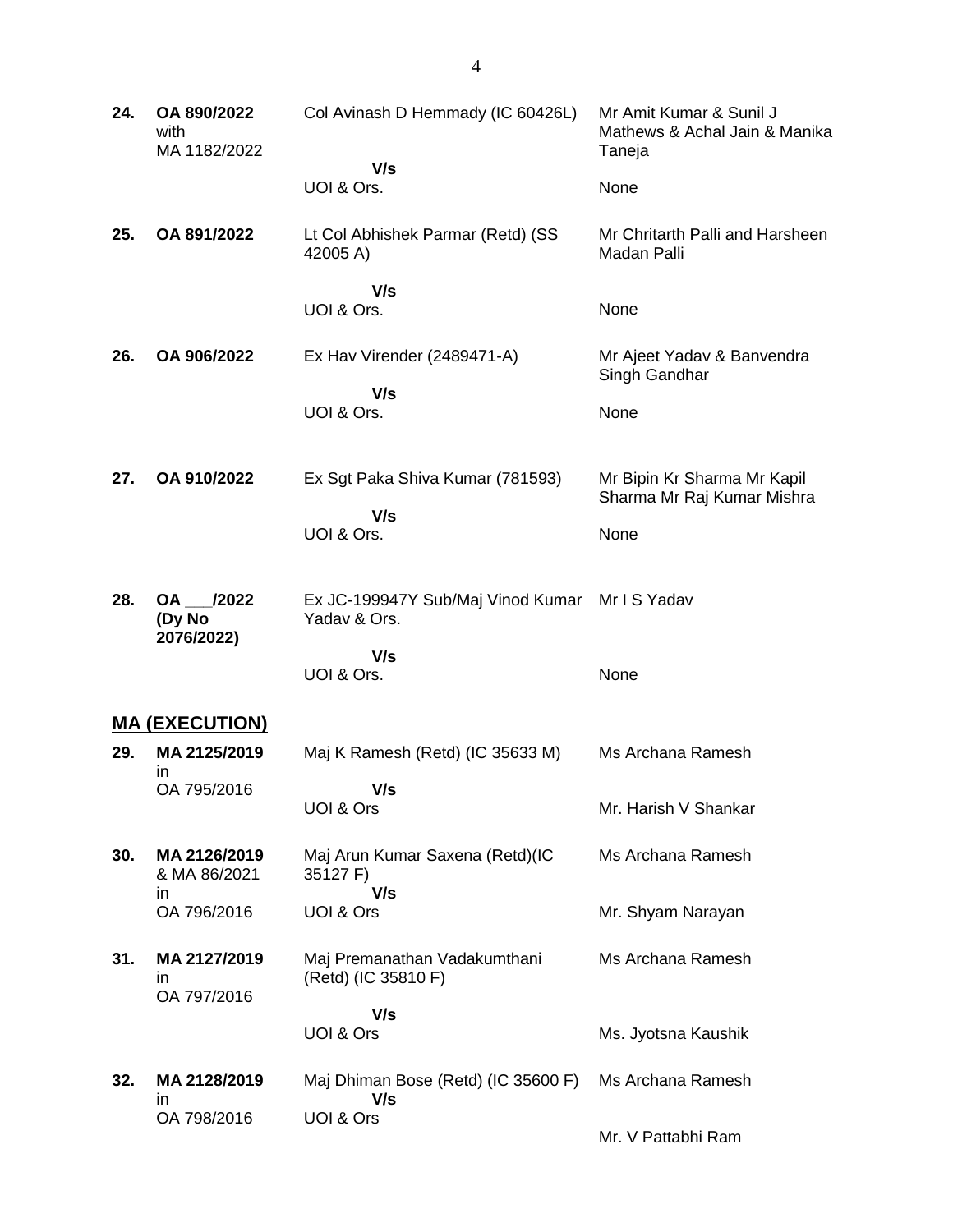| | | | |
|---|---|---|---|
| **24.** | **OA 890/2022** with MA 1182/2022 | Col Avinash D Hemmady (IC 60426L)<br>**V/s**<br>UOI & Ors. | Mr Amit Kumar & Sunil J Mathews & Achal Jain & Manika Taneja<br><br>None |
| **25.** | **OA 891/2022** | Lt Col Abhishek Parmar (Retd) (SS 42005 A)<br>**V/s**<br>UOI & Ors. | Mr Chritarth Palli and Harsheen Madan Palli<br><br>None |
| **26.** | **OA 906/2022** | Ex Hav Virender (2489471-A)<br>**V/s**<br>UOI & Ors. | Mr Ajeet Yadav & Banvendra Singh Gandhar<br><br>None |
| **27.** | **OA 910/2022** | Ex Sgt Paka Shiva Kumar (781593)<br>**V/s**<br>UOI & Ors. | Mr Bipin Kr Sharma Mr Kapil Sharma Mr Raj Kumar Mishra<br><br>None |
| **28.** | **OA ___/2022 (Dy No 2076/2022)** | Ex JC-199947Y Sub/Maj Vinod Kumar Yadav & Ors.<br>**V/s**<br>UOI & Ors. | Mr I S Yadav<br><br>None |

## MA (EXECUTION)

| | | | |
|---|---|---|---|
| **29.** | **MA 2125/2019** in OA 795/2016 | Maj K Ramesh (Retd) (IC 35633 M)<br>**V/s**<br>UOI & Ors | Ms Archana Ramesh<br><br>Mr. Harish V Shankar |
| **30.** | **MA 2126/2019** & MA 86/2021 in OA 796/2016 | Maj Arun Kumar Saxena (Retd)(IC 35127 F)<br>**V/s**<br>UOI & Ors | Ms Archana Ramesh<br><br>Mr. Shyam Narayan |
| **31.** | **MA 2127/2019** in OA 797/2016 | Maj Premanathan Vadakumthani (Retd) (IC 35810 F)<br>**V/s**<br>UOI & Ors | Ms Archana Ramesh<br><br>Ms. Jyotsna Kaushik |
| **32.** | **MA 2128/2019** in OA 798/2016 | Maj Dhiman Bose (Retd) (IC 35600 F)<br>**V/s**<br>UOI & Ors | Ms Archana Ramesh<br><br>Mr. V Pattabhi Ram |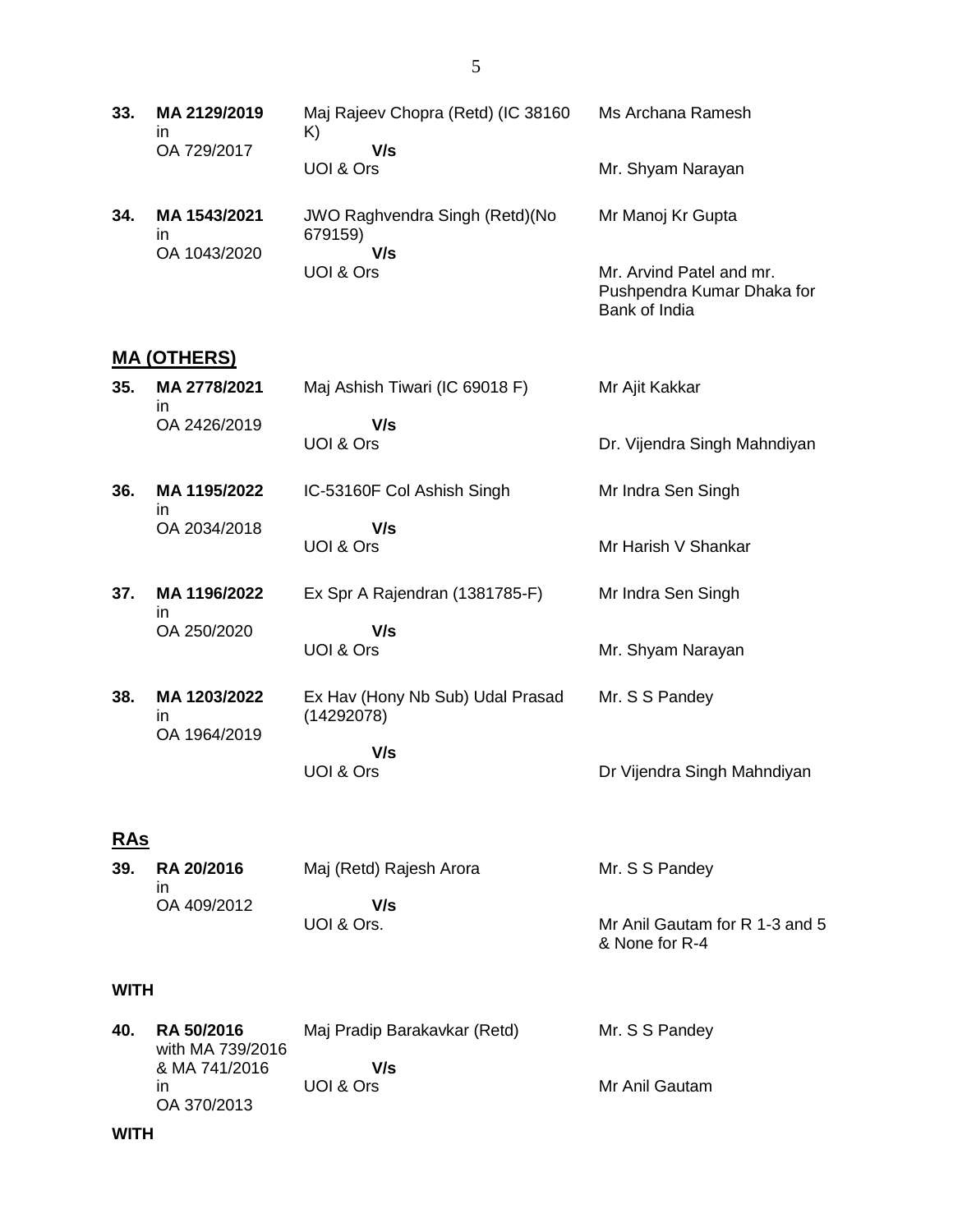| | | | |
|---|---|---|---|
| **33.** | **MA 2129/2019** in OA 729/2017 | Maj Rajeev Chopra (Retd) (IC 38160 K) **V/s** UOI & Ors | Ms Archana Ramesh<br><br>Mr. Shyam Narayan |
| **34.** | **MA 1543/2021** in OA 1043/2020 | JWO Raghvendra Singh (Retd)(No 679159) **V/s** UOI & Ors | Mr Manoj Kr Gupta<br><br>Mr. Arvind Patel and mr. Pushpendra Kumar Dhaka for Bank of India |

## MA (OTHERS)

| | | | |
|---|---|---|---|
| **35.** | **MA 2778/2021** in OA 2426/2019 | Maj Ashish Tiwari (IC 69018 F) **V/s** UOI & Ors | Mr Ajit Kakkar<br><br>Dr. Vijendra Singh Mahndiyan |
| **36.** | **MA 1195/2022** in OA 2034/2018 | IC-53160F Col Ashish Singh **V/s** UOI & Ors | Mr Indra Sen Singh<br><br>Mr Harish V Shankar |
| **37.** | **MA 1196/2022** in OA 250/2020 | Ex Spr A Rajendran (1381785-F) **V/s** UOI & Ors | Mr Indra Sen Singh<br><br>Mr. Shyam Narayan |
| **38.** | **MA 1203/2022** in OA 1964/2019 | Ex Hav (Hony Nb Sub) Udal Prasad (14292078) **V/s** UOI & Ors | Mr. S S Pandey<br><br>Dr Vijendra Singh Mahndiyan |

## RAs

| | | | |
|---|---|---|---|
| **39.** | **RA 20/2016** in OA 409/2012 | Maj (Retd) Rajesh Arora **V/s** UOI & Ors. | Mr. S S Pandey<br><br>Mr Anil Gautam for R 1-3 and 5 & None for R-4 |

**WITH**

| | | | |
|---|---|---|---|
| **40.** | **RA 50/2016** with MA 739/2016 & MA 741/2016 in OA 370/2013 | Maj Pradip Barakavkar (Retd) **V/s** UOI & Ors | Mr. S S Pandey<br><br>Mr Anil Gautam |

**WITH**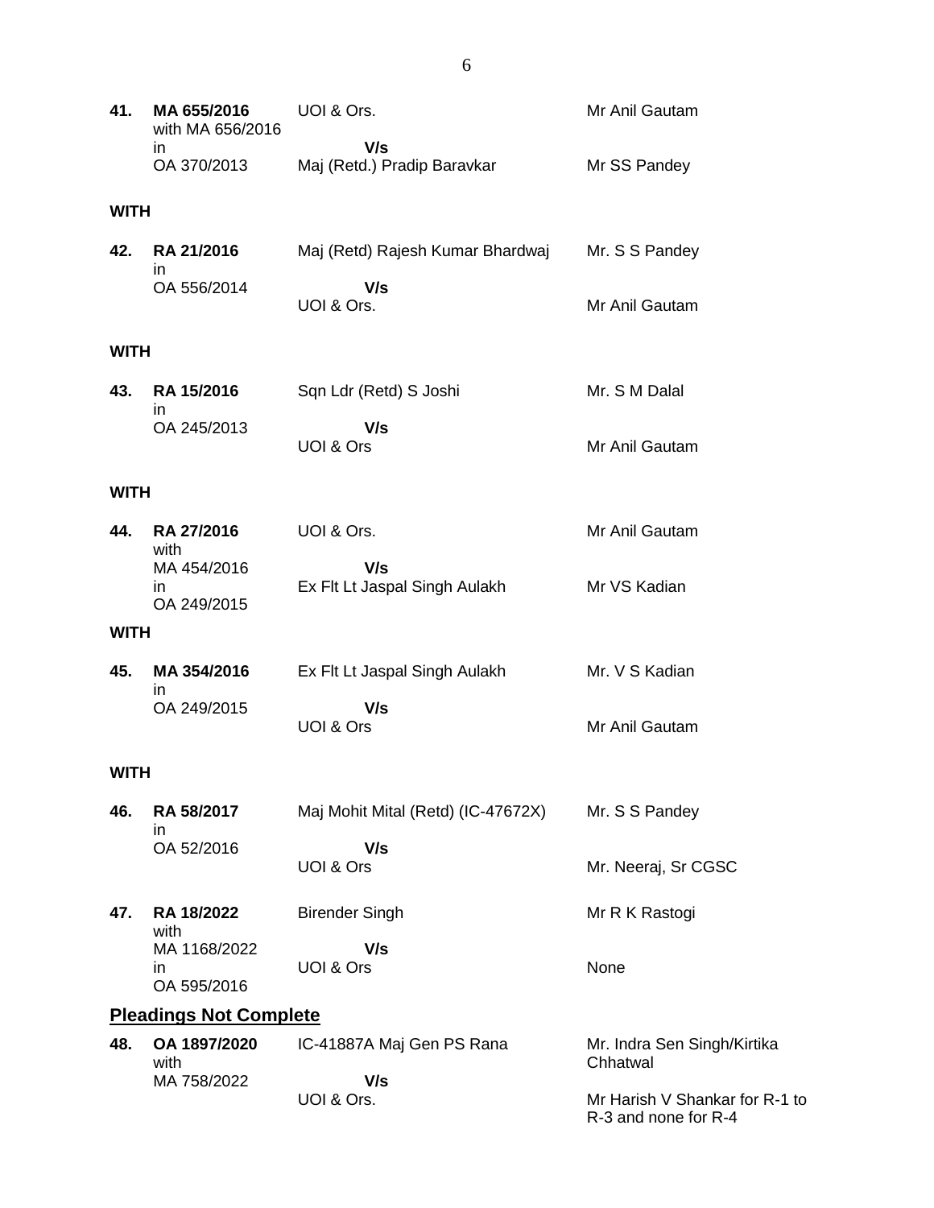| | | | |
|---|---|---|---|
| **41.** | **MA 655/2016** with MA 656/2016 in OA 370/2013 | UOI & Ors.<br>**V/s**<br>Maj (Retd.) Pradip Baravkar | Mr Anil Gautam<br><br>Mr SS Pandey |

**WITH**

| | | | |
|---|---|---|---|
| **42.** | **RA 21/2016** in OA 556/2014 | Maj (Retd) Rajesh Kumar Bhardwaj<br>**V/s**<br>UOI & Ors. | Mr. S S Pandey<br><br>Mr Anil Gautam |

**WITH**

| | | | |
|---|---|---|---|
| **43.** | **RA 15/2016** in OA 245/2013 | Sqn Ldr (Retd) S Joshi<br>**V/s**<br>UOI & Ors | Mr. S M Dalal<br><br>Mr Anil Gautam |

**WITH**

| | | | |
|---|---|---|---|
| **44.** | **RA 27/2016** with MA 454/2016 in OA 249/2015 | UOI & Ors.<br>**V/s**<br>Ex Flt Lt Jaspal Singh Aulakh | Mr Anil Gautam<br><br>Mr VS Kadian |

**WITH**

| | | | |
|---|---|---|---|
| **45.** | **MA 354/2016** in OA 249/2015 | Ex Flt Lt Jaspal Singh Aulakh<br>**V/s**<br>UOI & Ors | Mr. V S Kadian<br><br>Mr Anil Gautam |

**WITH**

| | | | |
|---|---|---|---|
| **46.** | **RA 58/2017** in OA 52/2016 | Maj Mohit Mital (Retd) (IC-47672X)<br>**V/s**<br>UOI & Ors | Mr. S S Pandey<br><br>Mr. Neeraj, Sr CGSC |
| **47.** | **RA 18/2022** with MA 1168/2022 in OA 595/2016 | Birender Singh<br>**V/s**<br>UOI & Ors | Mr R K Rastogi<br><br>None |

## <u>Pleadings Not Complete</u>

| | | | |
|---|---|---|---|
| **48.** | **OA 1897/2020** with MA 758/2022 | IC-41887A Maj Gen PS Rana<br>**V/s**<br>UOI & Ors. | Mr. Indra Sen Singh/Kirtika Chhatwal<br><br>Mr Harish V Shankar for R-1 to R-3 and none for R-4 |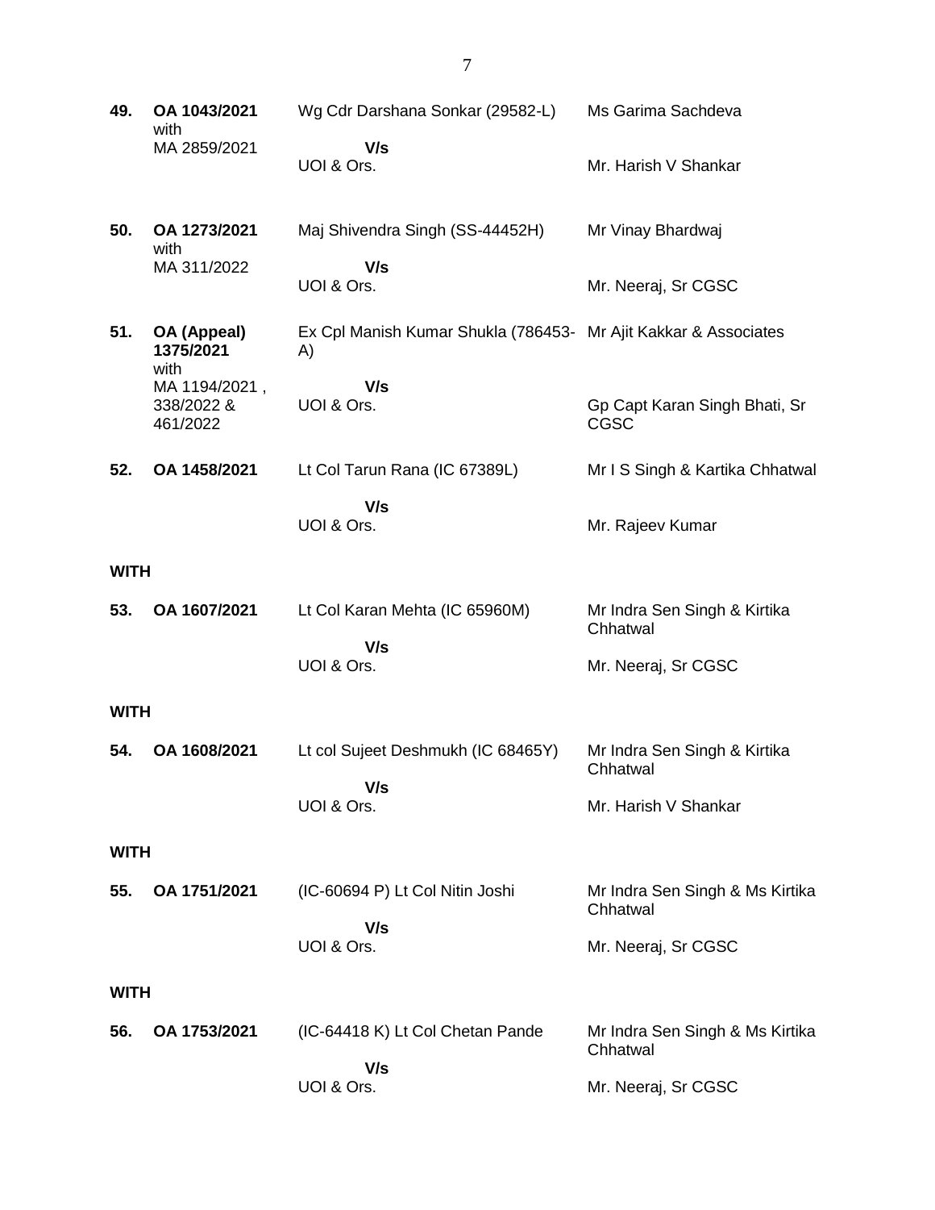| | | | |
|---|---|---|---|
| **49.** | **OA 1043/2021** with MA 2859/2021 | Wg Cdr Darshana Sonkar (29582-L)<br>**V/s**<br>UOI & Ors. | Ms Garima Sachdeva<br><br>Mr. Harish V Shankar |
| **50.** | **OA 1273/2021** with MA 311/2022 | Maj Shivendra Singh (SS-44452H)<br>**V/s**<br>UOI & Ors. | Mr Vinay Bhardwaj<br><br>Mr. Neeraj, Sr CGSC |
| **51.** | **OA (Appeal) 1375/2021** with MA 1194/2021 , 338/2022 & 461/2022 | Ex Cpl Manish Kumar Shukla (786453-A)<br>**V/s**<br>UOI & Ors. | Mr Ajit Kakkar & Associates<br><br>Gp Capt Karan Singh Bhati, Sr CGSC |
| **52.** | **OA 1458/2021** | Lt Col Tarun Rana (IC 67389L)<br>**V/s**<br>UOI & Ors. | Mr I S Singh & Kartika Chhatwal<br><br>Mr. Rajeev Kumar |
| **WITH** | | | |
| **53.** | **OA 1607/2021** | Lt Col Karan Mehta (IC 65960M)<br>**V/s**<br>UOI & Ors. | Mr Indra Sen Singh & Kirtika Chhatwal<br><br>Mr. Neeraj, Sr CGSC |
| **WITH** | | | |
| **54.** | **OA 1608/2021** | Lt col Sujeet Deshmukh (IC 68465Y)<br>**V/s**<br>UOI & Ors. | Mr Indra Sen Singh & Kirtika Chhatwal<br><br>Mr. Harish V Shankar |
| **WITH** | | | |
| **55.** | **OA 1751/2021** | (IC-60694 P) Lt Col Nitin Joshi<br>**V/s**<br>UOI & Ors. | Mr Indra Sen Singh & Ms Kirtika Chhatwal<br><br>Mr. Neeraj, Sr CGSC |
| **WITH** | | | |
| **56.** | **OA 1753/2021** | (IC-64418 K) Lt Col Chetan Pande<br>**V/s**<br>UOI & Ors. | Mr Indra Sen Singh & Ms Kirtika Chhatwal<br><br>Mr. Neeraj, Sr CGSC |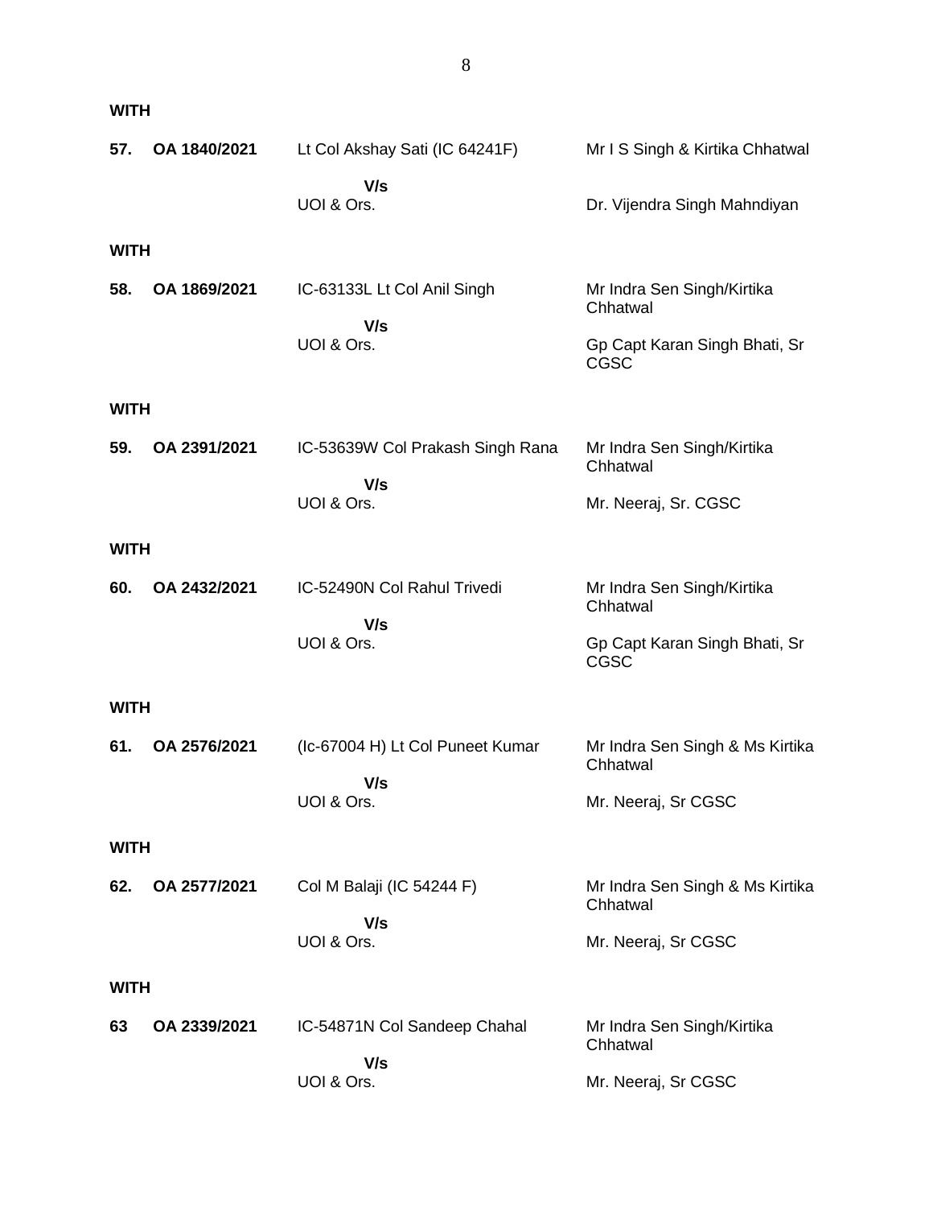**WITH**

| | | | |
|---|---|---|---|
| **57.** | **OA 1840/2021** | Lt Col Akshay Sati (IC 64241F) | Mr I S Singh & Kirtika Chhatwal |
| | | **V/s** | |
| | | UOI & Ors. | Dr. Vijendra Singh Mahndiyan |

**WITH**

| | | | |
|---|---|---|---|
| **58.** | **OA 1869/2021** | IC-63133L Lt Col Anil Singh | Mr Indra Sen Singh/Kirtika Chhatwal |
| | | **V/s** | |
| | | UOI & Ors. | Gp Capt Karan Singh Bhati, Sr CGSC |

**WITH**

| | | | |
|---|---|---|---|
| **59.** | **OA 2391/2021** | IC-53639W Col Prakash Singh Rana | Mr Indra Sen Singh/Kirtika Chhatwal |
| | | **V/s** | |
| | | UOI & Ors. | Mr. Neeraj, Sr. CGSC |

**WITH**

| | | | |
|---|---|---|---|
| **60.** | **OA 2432/2021** | IC-52490N Col Rahul Trivedi | Mr Indra Sen Singh/Kirtika Chhatwal |
| | | **V/s** | |
| | | UOI & Ors. | Gp Capt Karan Singh Bhati, Sr CGSC |

**WITH**

| | | | |
|---|---|---|---|
| **61.** | **OA 2576/2021** | (Ic-67004 H) Lt Col Puneet Kumar | Mr Indra Sen Singh & Ms Kirtika Chhatwal |
| | | **V/s** | |
| | | UOI & Ors. | Mr. Neeraj, Sr CGSC |

**WITH**

| | | | |
|---|---|---|---|
| **62.** | **OA 2577/2021** | Col M Balaji (IC 54244 F) | Mr Indra Sen Singh & Ms Kirtika Chhatwal |
| | | **V/s** | |
| | | UOI & Ors. | Mr. Neeraj, Sr CGSC |

**WITH**

| | | | |
|---|---|---|---|
| **63** | **OA 2339/2021** | IC-54871N Col Sandeep Chahal | Mr Indra Sen Singh/Kirtika Chhatwal |
| | | **V/s** | |
| | | UOI & Ors. | Mr. Neeraj, Sr CGSC |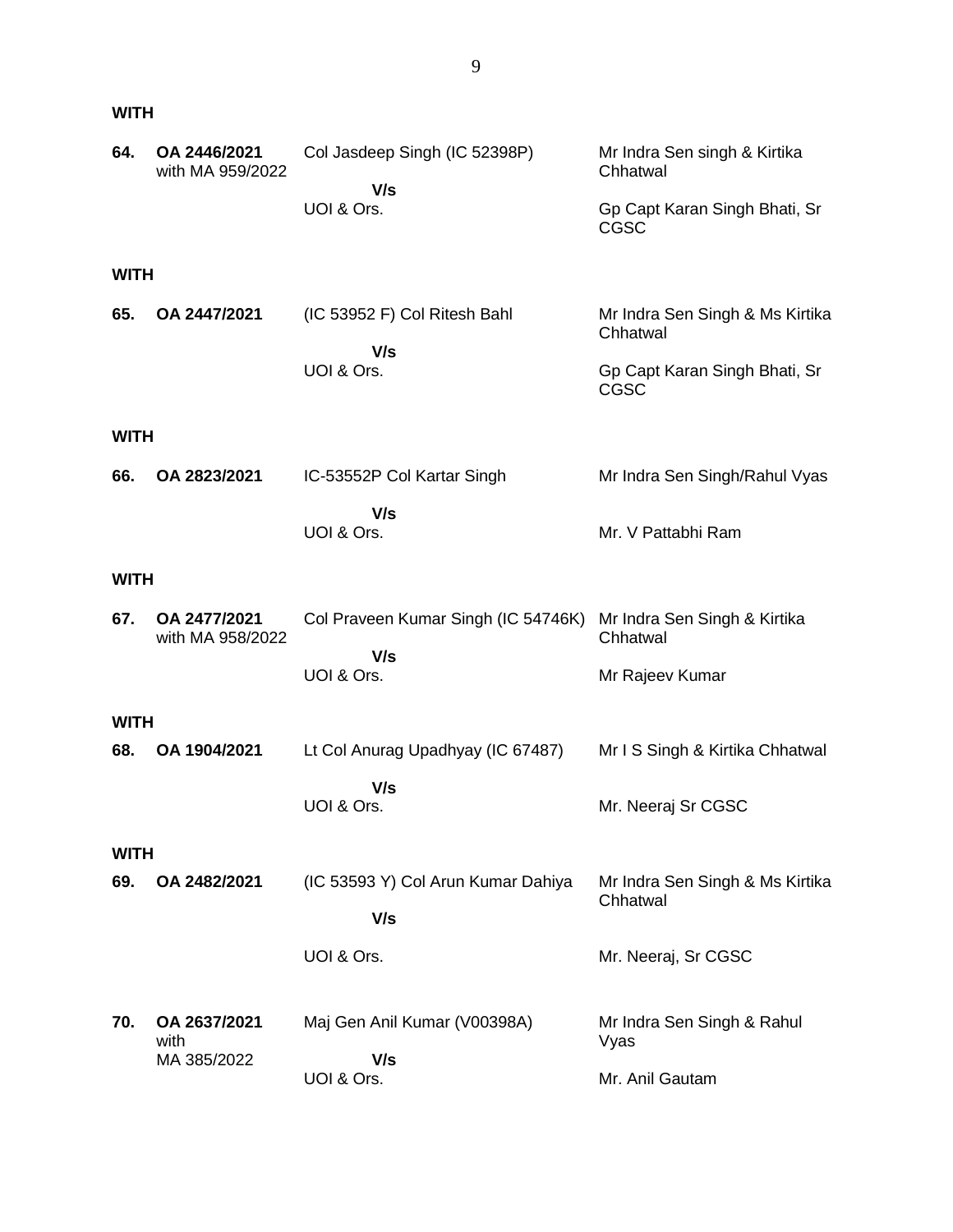**WITH**

| | | | |
|---|---|---|---|
| **64.** | **OA 2446/2021** with MA 959/2022 | Col Jasdeep Singh (IC 52398P)<br>**V/s**<br>UOI & Ors. | Mr Indra Sen singh & Kirtika Chhatwal<br><br>Gp Capt Karan Singh Bhati, Sr CGSC |

**WITH**

| | | | |
|---|---|---|---|
| **65.** | **OA 2447/2021** | (IC 53952 F) Col Ritesh Bahl<br>**V/s**<br>UOI & Ors. | Mr Indra Sen Singh & Ms Kirtika Chhatwal<br><br>Gp Capt Karan Singh Bhati, Sr CGSC |

**WITH**

| | | | |
|---|---|---|---|
| **66.** | **OA 2823/2021** | IC-53552P Col Kartar Singh<br>**V/s**<br>UOI & Ors. | Mr Indra Sen Singh/Rahul Vyas<br><br>Mr. V Pattabhi Ram |

**WITH**

| | | | |
|---|---|---|---|
| **67.** | **OA 2477/2021** with MA 958/2022 | Col Praveen Kumar Singh (IC 54746K)<br>**V/s**<br>UOI & Ors. | Mr Indra Sen Singh & Kirtika Chhatwal<br><br>Mr Rajeev Kumar |

**WITH**

| | | | |
|---|---|---|---|
| **68.** | **OA 1904/2021** | Lt Col Anurag Upadhyay (IC 67487)<br>**V/s**<br>UOI & Ors. | Mr I S Singh & Kirtika Chhatwal<br><br>Mr. Neeraj Sr CGSC |

**WITH**

| | | | |
|---|---|---|---|
| **69.** | **OA 2482/2021** | (IC 53593 Y) Col Arun Kumar Dahiya<br>**V/s**<br>UOI & Ors. | Mr Indra Sen Singh & Ms Kirtika Chhatwal<br><br>Mr. Neeraj, Sr CGSC |
| **70.** | **OA 2637/2021** with MA 385/2022 | Maj Gen Anil Kumar (V00398A)<br>**V/s**<br>UOI & Ors. | Mr Indra Sen Singh & Rahul Vyas<br><br>Mr. Anil Gautam |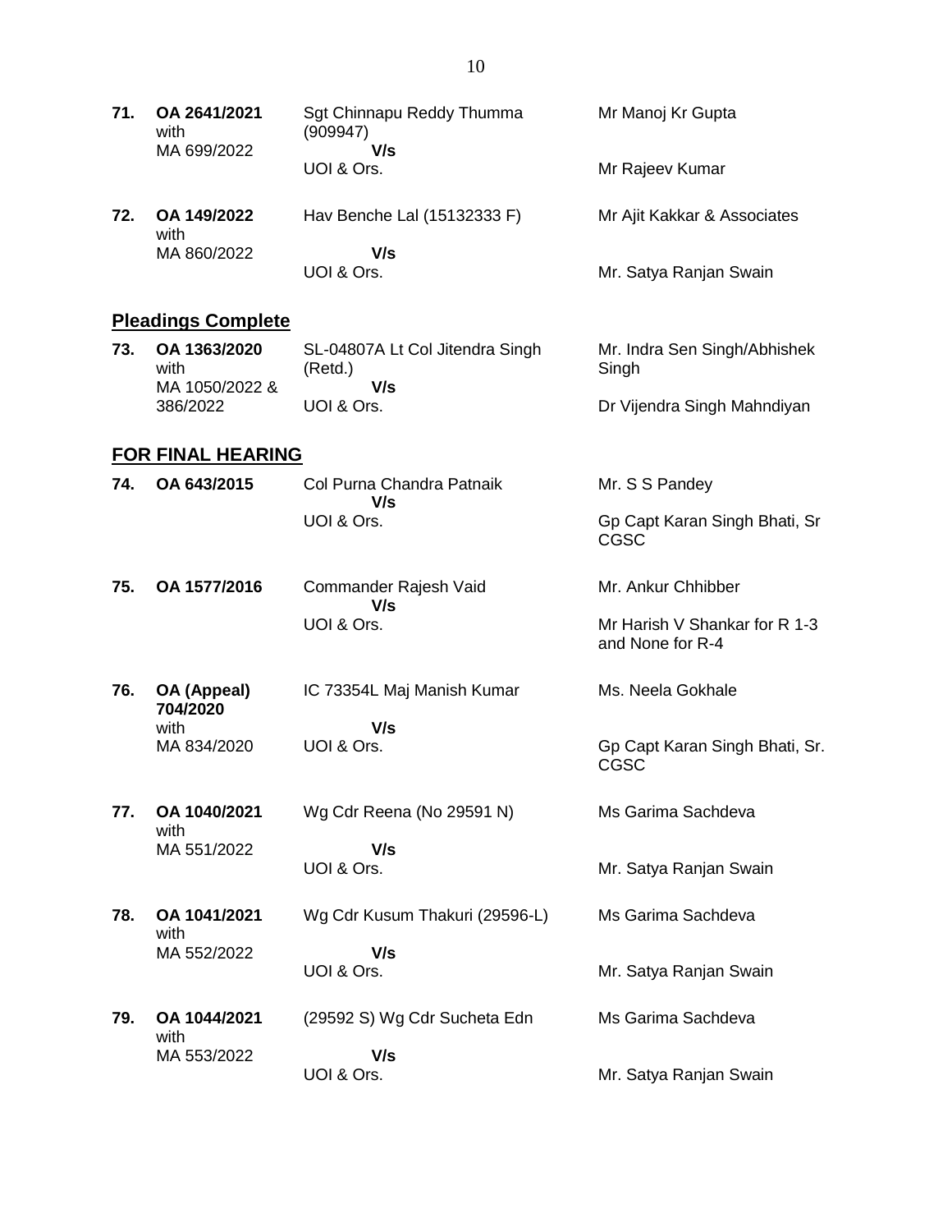| | | | |
|---|---|---|---|
| **71.** | **OA 2641/2021** with MA 699/2022 | Sgt Chinnapu Reddy Thumma (909947) **V/s** UOI & Ors. | Mr Manoj Kr Gupta<br><br>Mr Rajeev Kumar |
| **72.** | **OA 149/2022** with MA 860/2022 | Hav Benche Lal (15132333 F) **V/s** UOI & Ors. | Mr Ajit Kakkar & Associates<br><br>Mr. Satya Ranjan Swain |

## **Pleadings Complete**

| | | | |
|---|---|---|---|
| **73.** | **OA 1363/2020** with MA 1050/2022 & 386/2022 | SL-04807A Lt Col Jitendra Singh (Retd.) **V/s** UOI & Ors. | Mr. Indra Sen Singh/Abhishek Singh<br><br>Dr Vijendra Singh Mahndiyan |

## **FOR FINAL HEARING**

| | | | |
|---|---|---|---|
| **74.** | **OA 643/2015** | Col Purna Chandra Patnaik **V/s** UOI & Ors. | Mr. S S Pandey<br><br>Gp Capt Karan Singh Bhati, Sr CGSC |
| **75.** | **OA 1577/2016** | Commander Rajesh Vaid **V/s** UOI & Ors. | Mr. Ankur Chhibber<br><br>Mr Harish V Shankar for R 1-3 and None for R-4 |
| **76.** | **OA (Appeal) 704/2020** with MA 834/2020 | IC 73354L Maj Manish Kumar **V/s** UOI & Ors. | Ms. Neela Gokhale<br><br>Gp Capt Karan Singh Bhati, Sr. CGSC |
| **77.** | **OA 1040/2021** with MA 551/2022 | Wg Cdr Reena (No 29591 N) **V/s** UOI & Ors. | Ms Garima Sachdeva<br><br>Mr. Satya Ranjan Swain |
| **78.** | **OA 1041/2021** with MA 552/2022 | Wg Cdr Kusum Thakuri (29596-L) **V/s** UOI & Ors. | Ms Garima Sachdeva<br><br>Mr. Satya Ranjan Swain |
| **79.** | **OA 1044/2021** with MA 553/2022 | (29592 S) Wg Cdr Sucheta Edn **V/s** UOI & Ors. | Ms Garima Sachdeva<br><br>Mr. Satya Ranjan Swain |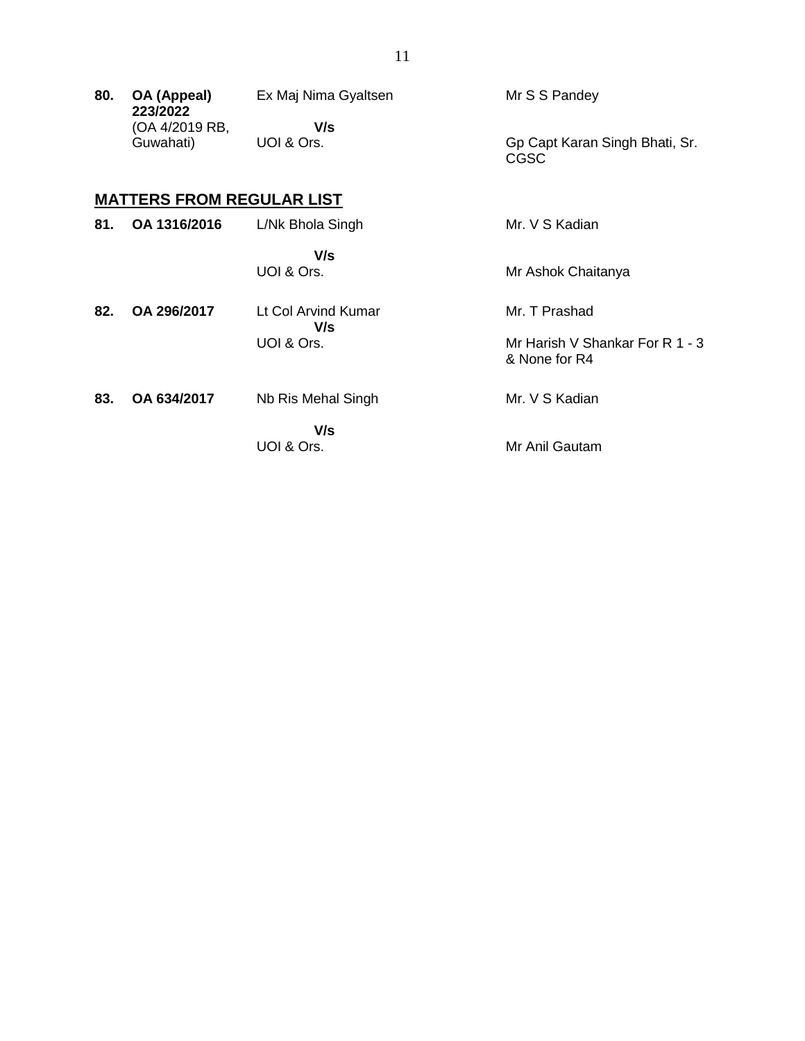| | | | |
|---|---|---|---|
| **80.** | **OA (Appeal) 223/2022** (OA 4/2019 RB, Guwahati) | Ex Maj Nima Gyaltsen **V/s** UOI & Ors. | Mr S S Pandey<br><br>Gp Capt Karan Singh Bhati, Sr. CGSC |

## MATTERS FROM REGULAR LIST

| | | | |
|---|---|---|---|
| **81.** | **OA 1316/2016** | L/Nk Bhola Singh **V/s** UOI & Ors. | Mr. V S Kadian<br><br>Mr Ashok Chaitanya |
| **82.** | **OA 296/2017** | Lt Col Arvind Kumar **V/s** UOI & Ors. | Mr. T Prashad<br><br>Mr Harish V Shankar For R 1 - 3 & None for R4 |
| **83.** | **OA 634/2017** | Nb Ris Mehal Singh **V/s** UOI & Ors. | Mr. V S Kadian<br><br>Mr Anil Gautam |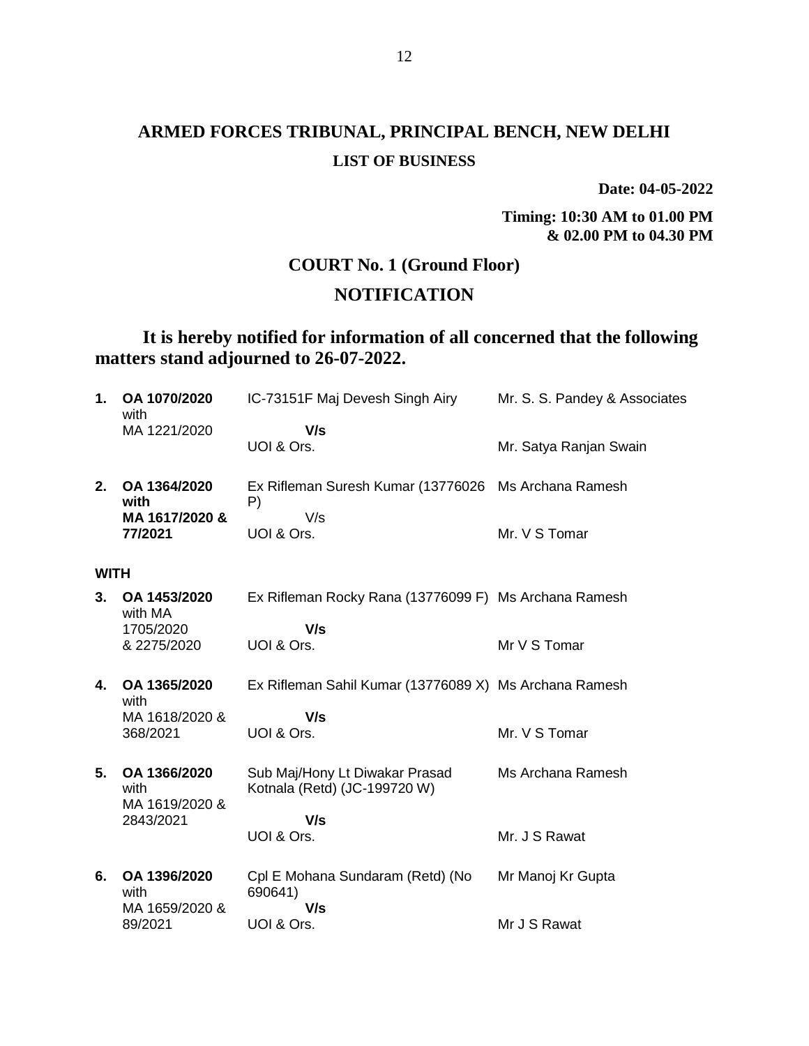# ARMED FORCES TRIBUNAL, PRINCIPAL BENCH, NEW DELHI

## LIST OF BUSINESS

**Date: 04-05-2022**

**Timing: 10:30 AM to 01.00 PM**
**& 02.00 PM to 04.30 PM**

## COURT No. 1 (Ground Floor)

## NOTIFICATION

**It is hereby notified for information of all concerned that the following matters stand adjourned to 26-07-2022.**

| | | | |
|---|---|---|---|
| **1.** | **OA 1070/2020** with MA 1221/2020 | IC-73151F Maj Devesh Singh Airy **V/s** UOI & Ors. | Mr. S. S. Pandey & Associates<br>Mr. Satya Ranjan Swain |
| **2.** | **OA 1364/2020 with MA 1617/2020 & 77/2021** | Ex Rifleman Suresh Kumar (13776026 P) V/s UOI & Ors. | Ms Archana Ramesh<br>Mr. V S Tomar |
| **WITH** | | | |
| **3.** | **OA 1453/2020** with MA 1705/2020 & 2275/2020 | Ex Rifleman Rocky Rana (13776099 F) **V/s** UOI & Ors. | Ms Archana Ramesh<br>Mr V S Tomar |
| **4.** | **OA 1365/2020** with MA 1618/2020 & 368/2021 | Ex Rifleman Sahil Kumar (13776089 X) **V/s** UOI & Ors. | Ms Archana Ramesh<br>Mr. V S Tomar |
| **5.** | **OA 1366/2020** with MA 1619/2020 & 2843/2021 | Sub Maj/Hony Lt Diwakar Prasad Kotnala (Retd) (JC-199720 W) **V/s** UOI & Ors. | Ms Archana Ramesh<br>Mr. J S Rawat |
| **6.** | **OA 1396/2020** with MA 1659/2020 & 89/2021 | Cpl E Mohana Sundaram (Retd) (No 690641) **V/s** UOI & Ors. | Mr Manoj Kr Gupta<br>Mr J S Rawat |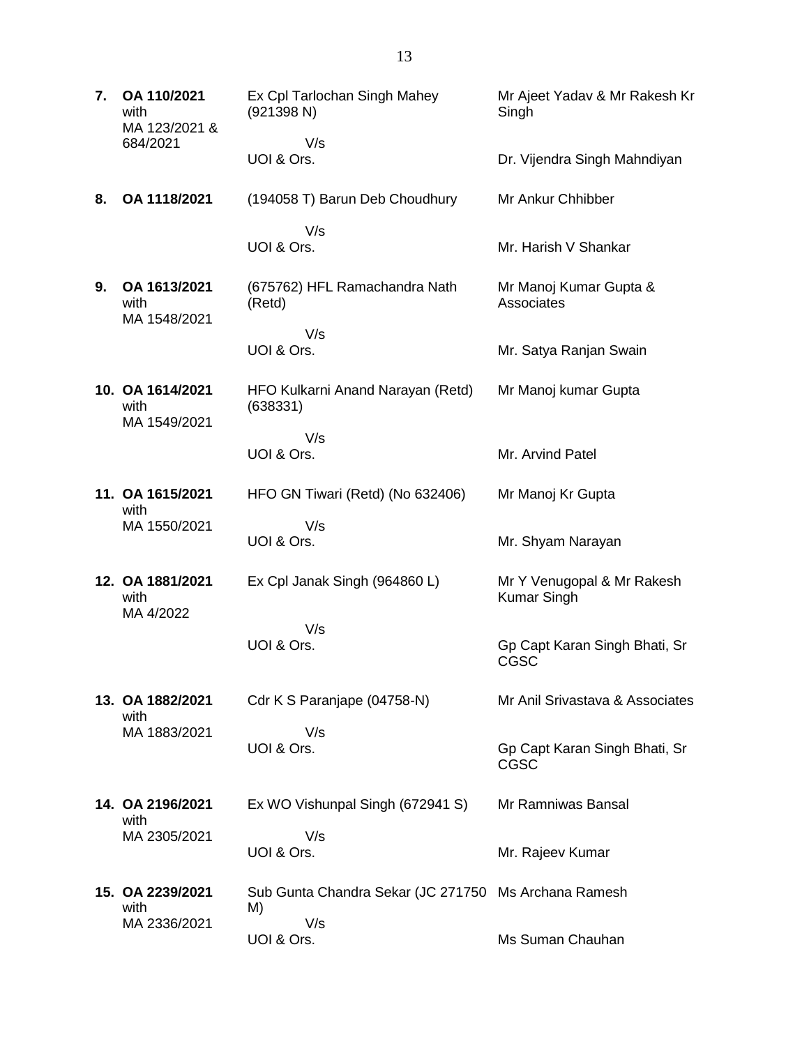| | | | |
|---|---|---|---|
| **7.** | **OA 110/2021** with MA 123/2021 & 684/2021 | Ex Cpl Tarlochan Singh Mahey (921398 N)<br>V/s<br>UOI & Ors. | Mr Ajeet Yadav & Mr Rakesh Kr Singh<br><br>Dr. Vijendra Singh Mahndiyan |
| **8.** | **OA 1118/2021** | (194058 T) Barun Deb Choudhury<br>V/s<br>UOI & Ors. | Mr Ankur Chhibber<br><br>Mr. Harish V Shankar |
| **9.** | **OA 1613/2021** with MA 1548/2021 | (675762) HFL Ramachandra Nath (Retd)<br>V/s<br>UOI & Ors. | Mr Manoj Kumar Gupta & Associates<br><br>Mr. Satya Ranjan Swain |
| **10.** | **OA 1614/2021** with MA 1549/2021 | HFO Kulkarni Anand Narayan (Retd) (638331)<br>V/s<br>UOI & Ors. | Mr Manoj kumar Gupta<br><br>Mr. Arvind Patel |
| **11.** | **OA 1615/2021** with MA 1550/2021 | HFO GN Tiwari (Retd) (No 632406)<br>V/s<br>UOI & Ors. | Mr Manoj Kr Gupta<br><br>Mr. Shyam Narayan |
| **12.** | **OA 1881/2021** with MA 4/2022 | Ex Cpl Janak Singh (964860 L)<br>V/s<br>UOI & Ors. | Mr Y Venugopal & Mr Rakesh Kumar Singh<br><br>Gp Capt Karan Singh Bhati, Sr CGSC |
| **13.** | **OA 1882/2021** with MA 1883/2021 | Cdr K S Paranjape (04758-N)<br>V/s<br>UOI & Ors. | Mr Anil Srivastava & Associates<br><br>Gp Capt Karan Singh Bhati, Sr CGSC |
| **14.** | **OA 2196/2021** with MA 2305/2021 | Ex WO Vishunpal Singh (672941 S)<br>V/s<br>UOI & Ors. | Mr Ramniwas Bansal<br><br>Mr. Rajeev Kumar |
| **15.** | **OA 2239/2021** with MA 2336/2021 | Sub Gunta Chandra Sekar (JC 271750 M)<br>V/s<br>UOI & Ors. | Ms Archana Ramesh<br><br>Ms Suman Chauhan |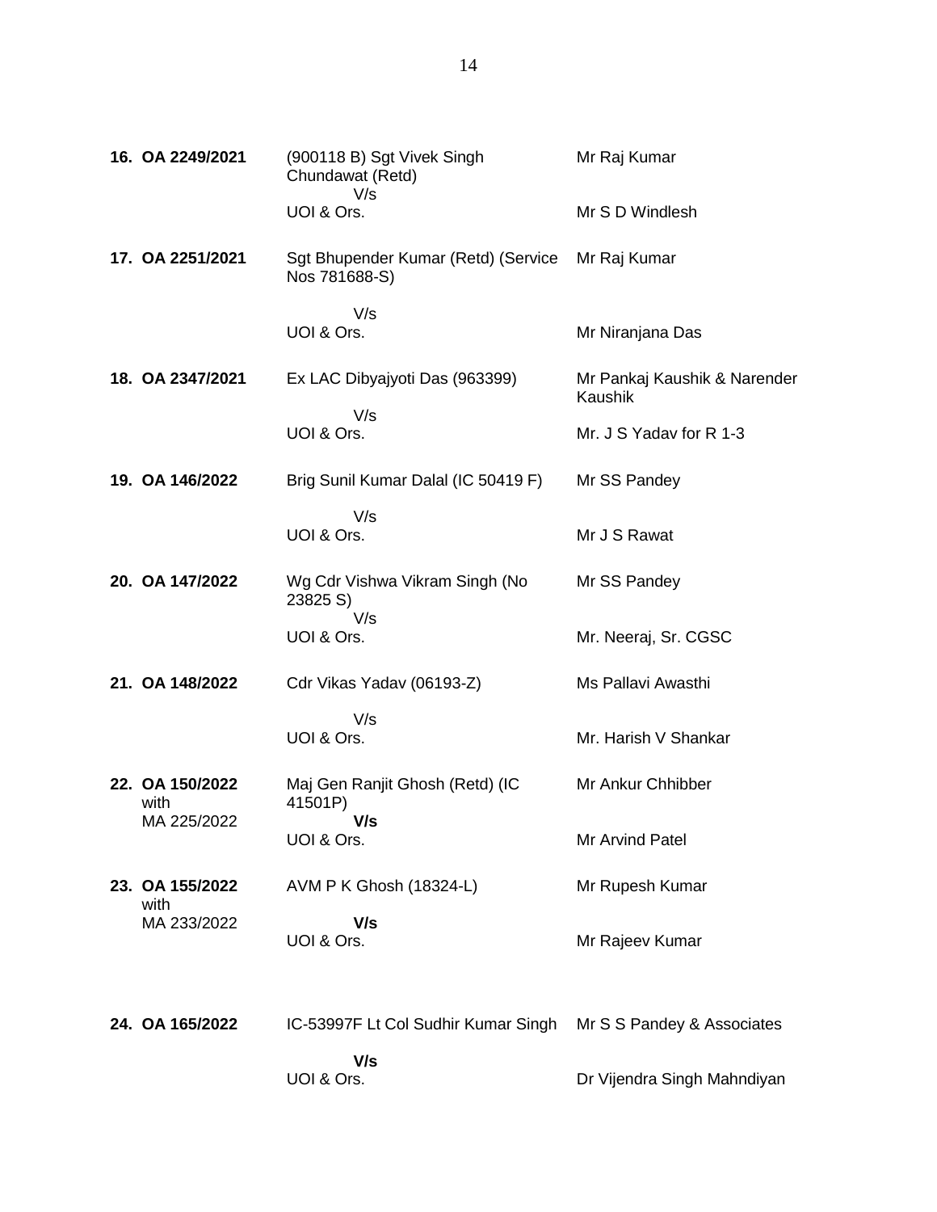| | | |
|---|---|---|
| **16. OA 2249/2021** | (900118 B) Sgt Vivek Singh Chundawat (Retd)<br>V/s<br>UOI & Ors. | Mr Raj Kumar<br><br>Mr S D Windlesh |
| **17. OA 2251/2021** | Sgt Bhupender Kumar (Retd) (Service Nos 781688-S)<br>V/s<br>UOI & Ors. | Mr Raj Kumar<br><br>Mr Niranjana Das |
| **18. OA 2347/2021** | Ex LAC Dibyajyoti Das (963399)<br>V/s<br>UOI & Ors. | Mr Pankaj Kaushik & Narender Kaushik<br><br>Mr. J S Yadav for R 1-3 |
| **19. OA 146/2022** | Brig Sunil Kumar Dalal (IC 50419 F)<br>V/s<br>UOI & Ors. | Mr SS Pandey<br><br>Mr J S Rawat |
| **20. OA 147/2022** | Wg Cdr Vishwa Vikram Singh (No 23825 S)<br>V/s<br>UOI & Ors. | Mr SS Pandey<br><br>Mr. Neeraj, Sr. CGSC |
| **21. OA 148/2022** | Cdr Vikas Yadav (06193-Z)<br>V/s<br>UOI & Ors. | Ms Pallavi Awasthi<br><br>Mr. Harish V Shankar |
| **22. OA 150/2022** with MA 225/2022 | Maj Gen Ranjit Ghosh (Retd) (IC 41501P)<br>**V/s**<br>UOI & Ors. | Mr Ankur Chhibber<br><br>Mr Arvind Patel |
| **23. OA 155/2022** with MA 233/2022 | AVM P K Ghosh (18324-L)<br>**V/s**<br>UOI & Ors. | Mr Rupesh Kumar<br><br>Mr Rajeev Kumar |
| **24. OA 165/2022** | IC-53997F Lt Col Sudhir Kumar Singh<br>**V/s**<br>UOI & Ors. | Mr S S Pandey & Associates<br><br>Dr Vijendra Singh Mahndiyan |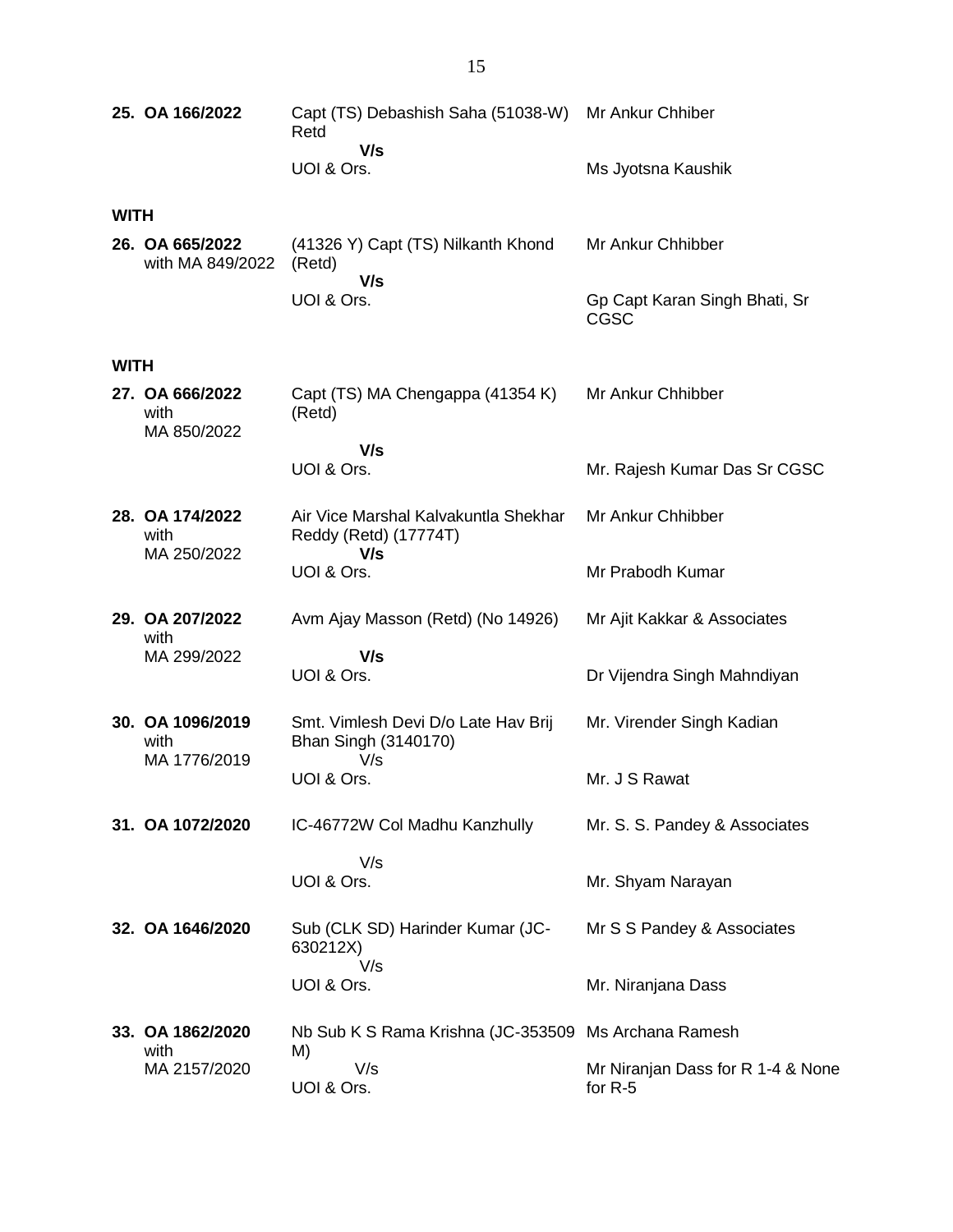| | | |
|---|---|---|
| **25. OA 166/2022** | Capt (TS) Debashish Saha (51038-W) Retd<br>**V/s**<br>UOI & Ors. | Mr Ankur Chhiber<br><br>Ms Jyotsna Kaushik |

**WITH**

| | | |
|---|---|---|
| **26. OA 665/2022** with MA 849/2022 | (41326 Y) Capt (TS) Nilkanth Khond (Retd)<br>**V/s**<br>UOI & Ors. | Mr Ankur Chhibber<br><br>Gp Capt Karan Singh Bhati, Sr CGSC |

**WITH**

| | | |
|---|---|---|
| **27. OA 666/2022** with MA 850/2022 | Capt (TS) MA Chengappa (41354 K) (Retd)<br>**V/s**<br>UOI & Ors. | Mr Ankur Chhibber<br><br>Mr. Rajesh Kumar Das Sr CGSC |
| **28. OA 174/2022** with MA 250/2022 | Air Vice Marshal Kalvakuntla Shekhar Reddy (Retd) (17774T)<br>**V/s**<br>UOI & Ors. | Mr Ankur Chhibber<br><br>Mr Prabodh Kumar |
| **29. OA 207/2022** with MA 299/2022 | Avm Ajay Masson (Retd) (No 14926)<br>**V/s**<br>UOI & Ors. | Mr Ajit Kakkar & Associates<br><br>Dr Vijendra Singh Mahndiyan |
| **30. OA 1096/2019** with MA 1776/2019 | Smt. Vimlesh Devi D/o Late Hav Brij Bhan Singh (3140170)<br>V/s<br>UOI & Ors. | Mr. Virender Singh Kadian<br><br>Mr. J S Rawat |
| **31. OA 1072/2020** | IC-46772W Col Madhu Kanzhully<br>V/s<br>UOI & Ors. | Mr. S. S. Pandey & Associates<br><br>Mr. Shyam Narayan |
| **32. OA 1646/2020** | Sub (CLK SD) Harinder Kumar (JC-630212X)<br>V/s<br>UOI & Ors. | Mr S S Pandey & Associates<br><br>Mr. Niranjana Dass |
| **33. OA 1862/2020** with MA 2157/2020 | Nb Sub K S Rama Krishna (JC-353509 M)<br>V/s<br>UOI & Ors. | Ms Archana Ramesh<br><br>Mr Niranjan Dass for R 1-4 & None for R-5 |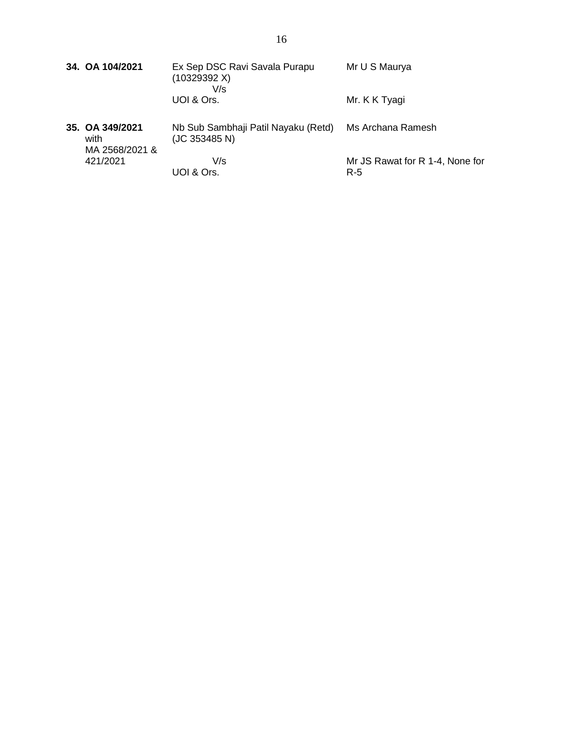| | | |
|---|---|---|
| **34. OA 104/2021** | Ex Sep DSC Ravi Savala Purapu (10329392 X)<br>V/s<br>UOI & Ors. | Mr U S Maurya<br><br>Mr. K K Tyagi |
| **35. OA 349/2021**<br>with<br>MA 2568/2021 & 421/2021 | Nb Sub Sambhaji Patil Nayaku (Retd) (JC 353485 N)<br>V/s<br>UOI & Ors. | Ms Archana Ramesh<br><br>Mr JS Rawat for R 1-4, None for R-5 |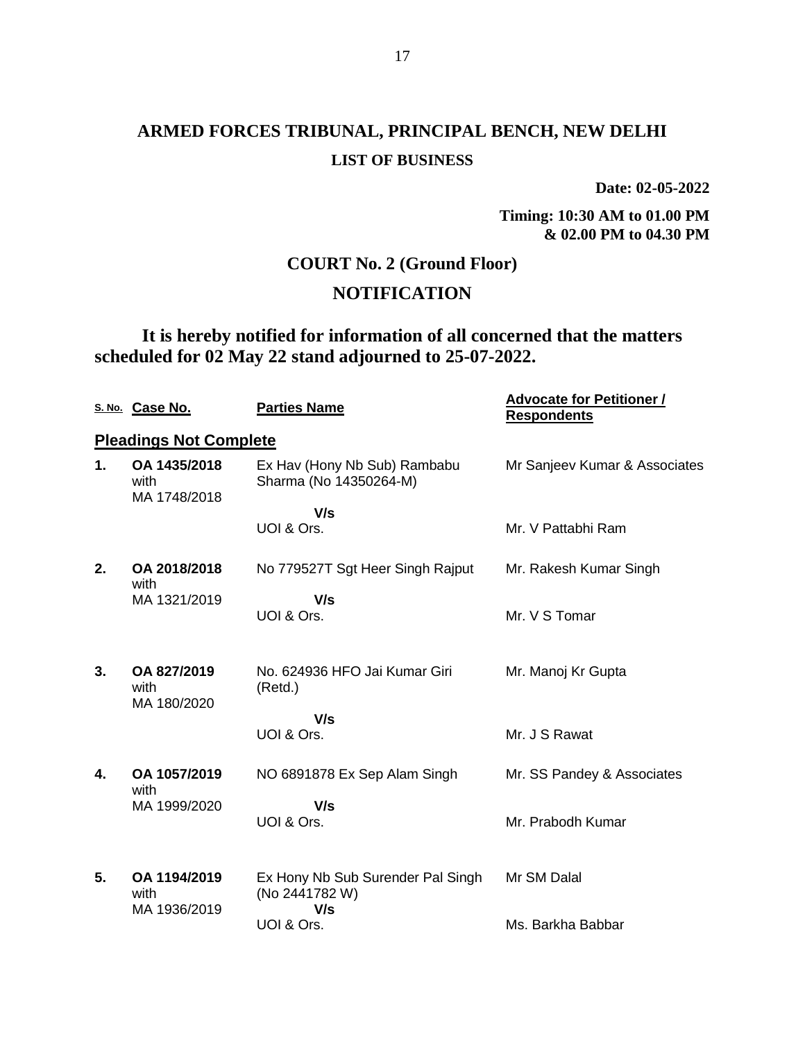# ARMED FORCES TRIBUNAL, PRINCIPAL BENCH, NEW DELHI

## LIST OF BUSINESS

**Date: 02-05-2022**

**Timing: 10:30 AM to 01.00 PM & 02.00 PM to 04.30 PM**

## COURT No. 2 (Ground Floor)

## NOTIFICATION

**It is hereby notified for information of all concerned that the matters scheduled for 02 May 22 stand adjourned to 25-07-2022.**

| S. No. | Case No. | Parties Name | Advocate for Petitioner / Respondents |
|---|---|---|---|
| **Pleadings Not Complete** | | | |
| **1.** | **OA 1435/2018** with MA 1748/2018 | Ex Hav (Hony Nb Sub) Rambabu Sharma (No 14350264-M)<br>**V/s**<br>UOI & Ors. | Mr Sanjeev Kumar & Associates<br><br>Mr. V Pattabhi Ram |
| **2.** | **OA 2018/2018** with MA 1321/2019 | No 779527T Sgt Heer Singh Rajput<br>**V/s**<br>UOI & Ors. | Mr. Rakesh Kumar Singh<br><br>Mr. V S Tomar |
| **3.** | **OA 827/2019** with MA 180/2020 | No. 624936 HFO Jai Kumar Giri (Retd.)<br>**V/s**<br>UOI & Ors. | Mr. Manoj Kr Gupta<br><br>Mr. J S Rawat |
| **4.** | **OA 1057/2019** with MA 1999/2020 | NO 6891878 Ex Sep Alam Singh<br>**V/s**<br>UOI & Ors. | Mr. SS Pandey & Associates<br><br>Mr. Prabodh Kumar |
| **5.** | **OA 1194/2019** with MA 1936/2019 | Ex Hony Nb Sub Surender Pal Singh (No 2441782 W)<br>**V/s**<br>UOI & Ors. | Mr SM Dalal<br><br>Ms. Barkha Babbar |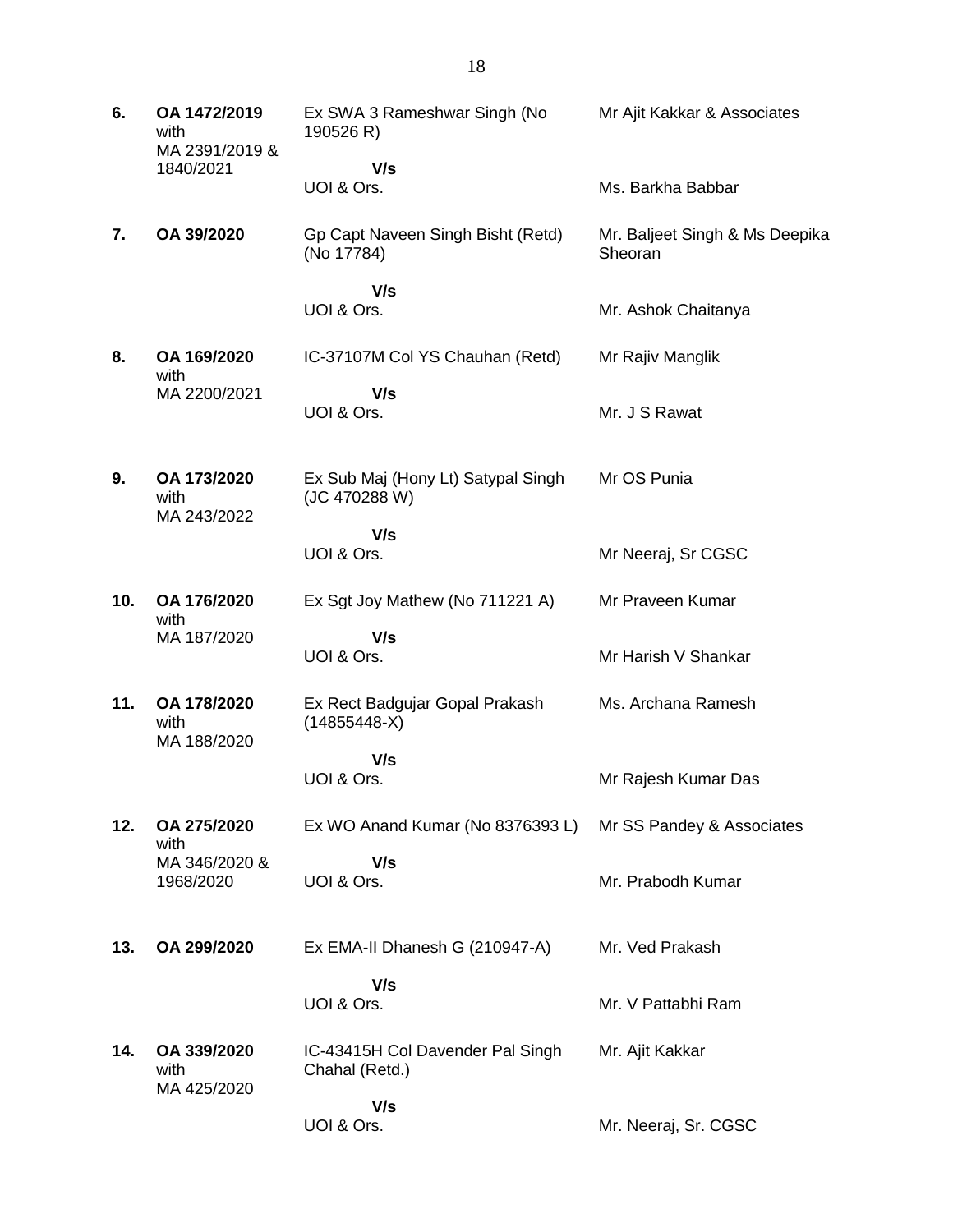| | | | |
|---|---|---|---|
| **6.** | **OA 1472/2019** with MA 2391/2019 & 1840/2021 | Ex SWA 3 Rameshwar Singh (No 190526 R)<br>**V/s**<br>UOI & Ors. | Mr Ajit Kakkar & Associates<br><br>Ms. Barkha Babbar |
| **7.** | **OA 39/2020** | Gp Capt Naveen Singh Bisht (Retd) (No 17784)<br>**V/s**<br>UOI & Ors. | Mr. Baljeet Singh & Ms Deepika Sheoran<br><br>Mr. Ashok Chaitanya |
| **8.** | **OA 169/2020** with MA 2200/2021 | IC-37107M Col YS Chauhan (Retd)<br>**V/s**<br>UOI & Ors. | Mr Rajiv Manglik<br><br>Mr. J S Rawat |
| **9.** | **OA 173/2020** with MA 243/2022 | Ex Sub Maj (Hony Lt) Satypal Singh (JC 470288 W)<br>**V/s**<br>UOI & Ors. | Mr OS Punia<br><br>Mr Neeraj, Sr CGSC |
| **10.** | **OA 176/2020** with MA 187/2020 | Ex Sgt Joy Mathew (No 711221 A)<br>**V/s**<br>UOI & Ors. | Mr Praveen Kumar<br><br>Mr Harish V Shankar |
| **11.** | **OA 178/2020** with MA 188/2020 | Ex Rect Badgujar Gopal Prakash (14855448-X)<br>**V/s**<br>UOI & Ors. | Ms. Archana Ramesh<br><br>Mr Rajesh Kumar Das |
| **12.** | **OA 275/2020** with MA 346/2020 & 1968/2020 | Ex WO Anand Kumar (No 8376393 L)<br>**V/s**<br>UOI & Ors. | Mr SS Pandey & Associates<br><br>Mr. Prabodh Kumar |
| **13.** | **OA 299/2020** | Ex EMA-II Dhanesh G (210947-A)<br>**V/s**<br>UOI & Ors. | Mr. Ved Prakash<br><br>Mr. V Pattabhi Ram |
| **14.** | **OA 339/2020** with MA 425/2020 | IC-43415H Col Davender Pal Singh Chahal (Retd.)<br>**V/s**<br>UOI & Ors. | Mr. Ajit Kakkar<br><br>Mr. Neeraj, Sr. CGSC |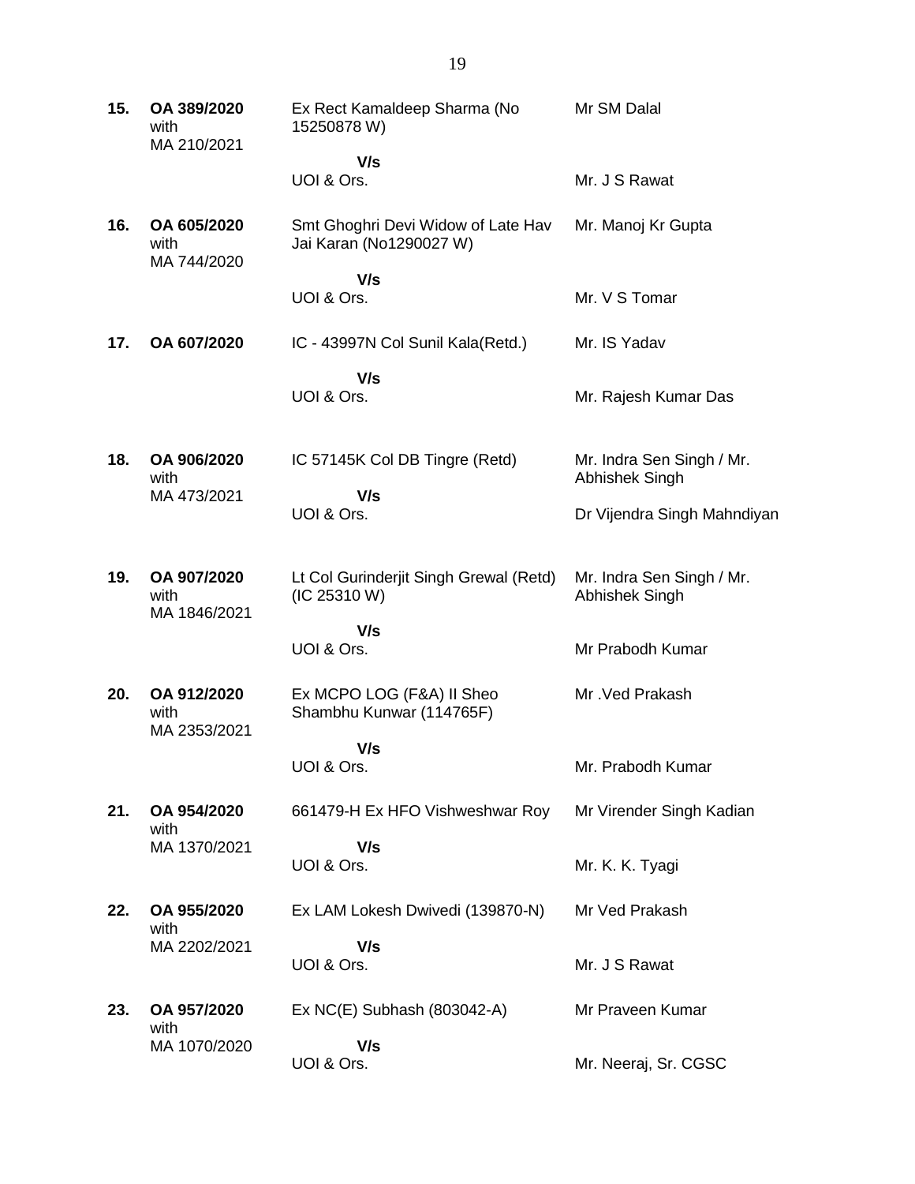| | | | |
|---|---|---|---|
| **15.** | **OA 389/2020** with MA 210/2021 | Ex Rect Kamaldeep Sharma (No 15250878 W) | Mr SM Dalal |
| | | **V/s** UOI & Ors. | Mr. J S Rawat |
| **16.** | **OA 605/2020** with MA 744/2020 | Smt Ghoghri Devi Widow of Late Hav Jai Karan (No1290027 W) | Mr. Manoj Kr Gupta |
| | | **V/s** UOI & Ors. | Mr. V S Tomar |
| **17.** | **OA 607/2020** | IC - 43997N Col Sunil Kala(Retd.) | Mr. IS Yadav |
| | | **V/s** UOI & Ors. | Mr. Rajesh Kumar Das |
| **18.** | **OA 906/2020** with MA 473/2021 | IC 57145K Col DB Tingre (Retd) | Mr. Indra Sen Singh / Mr. Abhishek Singh |
| | | **V/s** UOI & Ors. | Dr Vijendra Singh Mahndiyan |
| **19.** | **OA 907/2020** with MA 1846/2021 | Lt Col Gurinderjit Singh Grewal (Retd) (IC 25310 W) | Mr. Indra Sen Singh / Mr. Abhishek Singh |
| | | **V/s** UOI & Ors. | Mr Prabodh Kumar |
| **20.** | **OA 912/2020** with MA 2353/2021 | Ex MCPO LOG (F&A) II Sheo Shambhu Kunwar (114765F) | Mr .Ved Prakash |
| | | **V/s** UOI & Ors. | Mr. Prabodh Kumar |
| **21.** | **OA 954/2020** with MA 1370/2021 | 661479-H Ex HFO Vishweshwar Roy | Mr Virender Singh Kadian |
| | | **V/s** UOI & Ors. | Mr. K. K. Tyagi |
| **22.** | **OA 955/2020** with MA 2202/2021 | Ex LAM Lokesh Dwivedi (139870-N) | Mr Ved Prakash |
| | | **V/s** UOI & Ors. | Mr. J S Rawat |
| **23.** | **OA 957/2020** with MA 1070/2020 | Ex NC(E) Subhash (803042-A) | Mr Praveen Kumar |
| | | **V/s** UOI & Ors. | Mr. Neeraj, Sr. CGSC |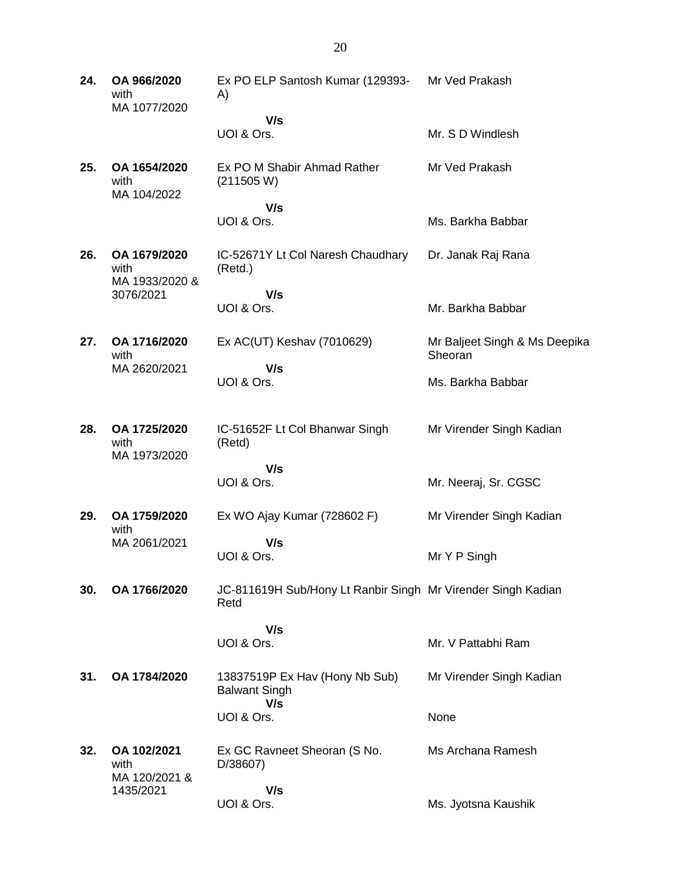| | | | |
|---|---|---|---|
| **24.** | **OA 966/2020** with MA 1077/2020 | Ex PO ELP Santosh Kumar (129393-A)<br>**V/s**<br>UOI & Ors. | Mr Ved Prakash<br><br>Mr. S D Windlesh |
| **25.** | **OA 1654/2020** with MA 104/2022 | Ex PO M Shabir Ahmad Rather (211505 W)<br>**V/s**<br>UOI & Ors. | Mr Ved Prakash<br><br>Ms. Barkha Babbar |
| **26.** | **OA 1679/2020** with MA 1933/2020 & 3076/2021 | IC-52671Y Lt Col Naresh Chaudhary (Retd.)<br>**V/s**<br>UOI & Ors. | Dr. Janak Raj Rana<br><br>Mr. Barkha Babbar |
| **27.** | **OA 1716/2020** with MA 2620/2021 | Ex AC(UT) Keshav (7010629)<br>**V/s**<br>UOI & Ors. | Mr Baljeet Singh & Ms Deepika Sheoran<br><br>Ms. Barkha Babbar |
| **28.** | **OA 1725/2020** with MA 1973/2020 | IC-51652F Lt Col Bhanwar Singh (Retd)<br>**V/s**<br>UOI & Ors. | Mr Virender Singh Kadian<br><br>Mr. Neeraj, Sr. CGSC |
| **29.** | **OA 1759/2020** with MA 2061/2021 | Ex WO Ajay Kumar (728602 F)<br>**V/s**<br>UOI & Ors. | Mr Virender Singh Kadian<br><br>Mr Y P Singh |
| **30.** | **OA 1766/2020** | JC-811619H Sub/Hony Lt Ranbir Singh Retd<br>**V/s**<br>UOI & Ors. | Mr Virender Singh Kadian<br><br>Mr. V Pattabhi Ram |
| **31.** | **OA 1784/2020** | 13837519P Ex Hav (Hony Nb Sub) Balwant Singh<br>**V/s**<br>UOI & Ors. | Mr Virender Singh Kadian<br><br>None |
| **32.** | **OA 102/2021** with MA 120/2021 & 1435/2021 | Ex GC Ravneet Sheoran (S No. D/38607)<br>**V/s**<br>UOI & Ors. | Ms Archana Ramesh<br><br>Ms. Jyotsna Kaushik |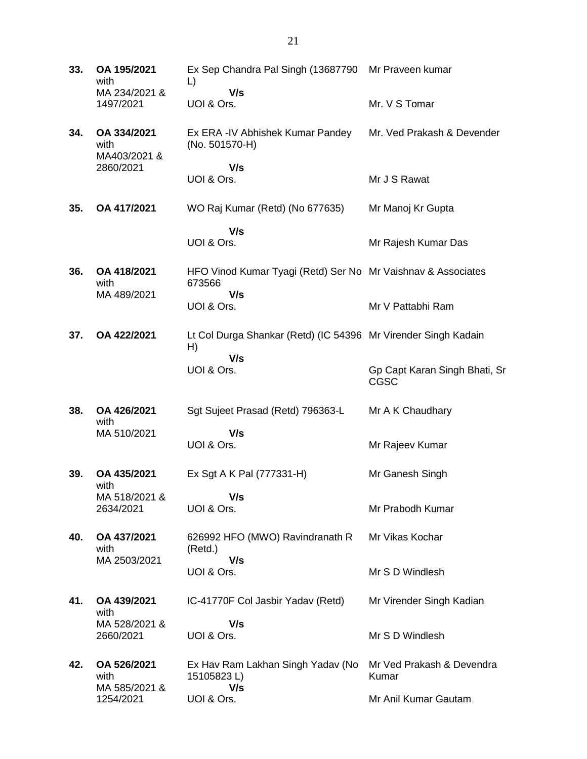| | | | |
|---|---|---|---|
| **33.** | **OA 195/2021** with MA 234/2021 & 1497/2021 | Ex Sep Chandra Pal Singh (13687790 L) **V/s** UOI & Ors. | Mr Praveen kumar<br><br>Mr. V S Tomar |
| **34.** | **OA 334/2021** with MA403/2021 & 2860/2021 | Ex ERA -IV Abhishek Kumar Pandey (No. 501570-H) **V/s** UOI & Ors. | Mr. Ved Prakash & Devender<br><br>Mr J S Rawat |
| **35.** | **OA 417/2021** | WO Raj Kumar (Retd) (No 677635) **V/s** UOI & Ors. | Mr Manoj Kr Gupta<br><br>Mr Rajesh Kumar Das |
| **36.** | **OA 418/2021** with MA 489/2021 | HFO Vinod Kumar Tyagi (Retd) Ser No 673566 **V/s** UOI & Ors. | Mr Vaishnav & Associates<br><br>Mr V Pattabhi Ram |
| **37.** | **OA 422/2021** | Lt Col Durga Shankar (Retd) (IC 54396 H) **V/s** UOI & Ors. | Mr Virender Singh Kadain<br><br>Gp Capt Karan Singh Bhati, Sr CGSC |
| **38.** | **OA 426/2021** with MA 510/2021 | Sgt Sujeet Prasad (Retd) 796363-L **V/s** UOI & Ors. | Mr A K Chaudhary<br><br>Mr Rajeev Kumar |
| **39.** | **OA 435/2021** with MA 518/2021 & 2634/2021 | Ex Sgt A K Pal (777331-H) **V/s** UOI & Ors. | Mr Ganesh Singh<br><br>Mr Prabodh Kumar |
| **40.** | **OA 437/2021** with MA 2503/2021 | 626992 HFO (MWO) Ravindranath R (Retd.) **V/s** UOI & Ors. | Mr Vikas Kochar<br><br>Mr S D Windlesh |
| **41.** | **OA 439/2021** with MA 528/2021 & 2660/2021 | IC-41770F Col Jasbir Yadav (Retd) **V/s** UOI & Ors. | Mr Virender Singh Kadian<br><br>Mr S D Windlesh |
| **42.** | **OA 526/2021** with MA 585/2021 & 1254/2021 | Ex Hav Ram Lakhan Singh Yadav (No 15105823 L) **V/s** UOI & Ors. | Mr Ved Prakash & Devendra Kumar<br><br>Mr Anil Kumar Gautam |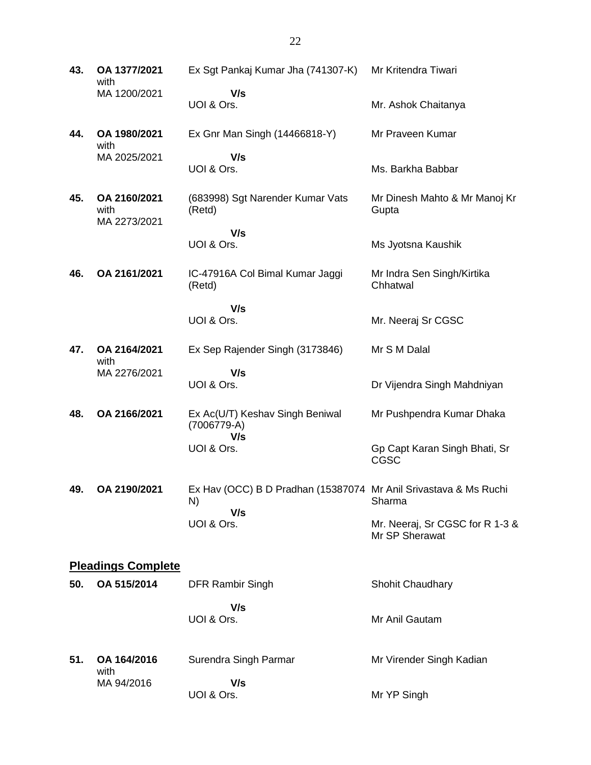| | | | |
|---|---|---|---|
| **43.** | **OA 1377/2021** with MA 1200/2021 | Ex Sgt Pankaj Kumar Jha (741307-K) **V/s** UOI & Ors. | Mr Kritendra Tiwari<br>Mr. Ashok Chaitanya |
| **44.** | **OA 1980/2021** with MA 2025/2021 | Ex Gnr Man Singh (14466818-Y) **V/s** UOI & Ors. | Mr Praveen Kumar<br>Ms. Barkha Babbar |
| **45.** | **OA 2160/2021** with MA 2273/2021 | (683998) Sgt Narender Kumar Vats (Retd) **V/s** UOI & Ors. | Mr Dinesh Mahto & Mr Manoj Kr Gupta<br>Ms Jyotsna Kaushik |
| **46.** | **OA 2161/2021** | IC-47916A Col Bimal Kumar Jaggi (Retd) **V/s** UOI & Ors. | Mr Indra Sen Singh/Kirtika Chhatwal<br>Mr. Neeraj Sr CGSC |
| **47.** | **OA 2164/2021** with MA 2276/2021 | Ex Sep Rajender Singh (3173846) **V/s** UOI & Ors. | Mr S M Dalal<br>Dr Vijendra Singh Mahdniyan |
| **48.** | **OA 2166/2021** | Ex Ac(U/T) Keshav Singh Beniwal (7006779-A) **V/s** UOI & Ors. | Mr Pushpendra Kumar Dhaka<br>Gp Capt Karan Singh Bhati, Sr CGSC |
| **49.** | **OA 2190/2021** | Ex Hav (OCC) B D Pradhan (15387074 N) **V/s** UOI & Ors. | Mr Anil Srivastava & Ms Ruchi Sharma<br>Mr. Neeraj, Sr CGSC for R 1-3 & Mr SP Sherawat |

## **Pleadings Complete**

| | | | |
|---|---|---|---|
| **50.** | **OA 515/2014** | DFR Rambir Singh **V/s** UOI & Ors. | Shohit Chaudhary<br>Mr Anil Gautam |
| **51.** | **OA 164/2016** with MA 94/2016 | Surendra Singh Parmar **V/s** UOI & Ors. | Mr Virender Singh Kadian<br>Mr YP Singh |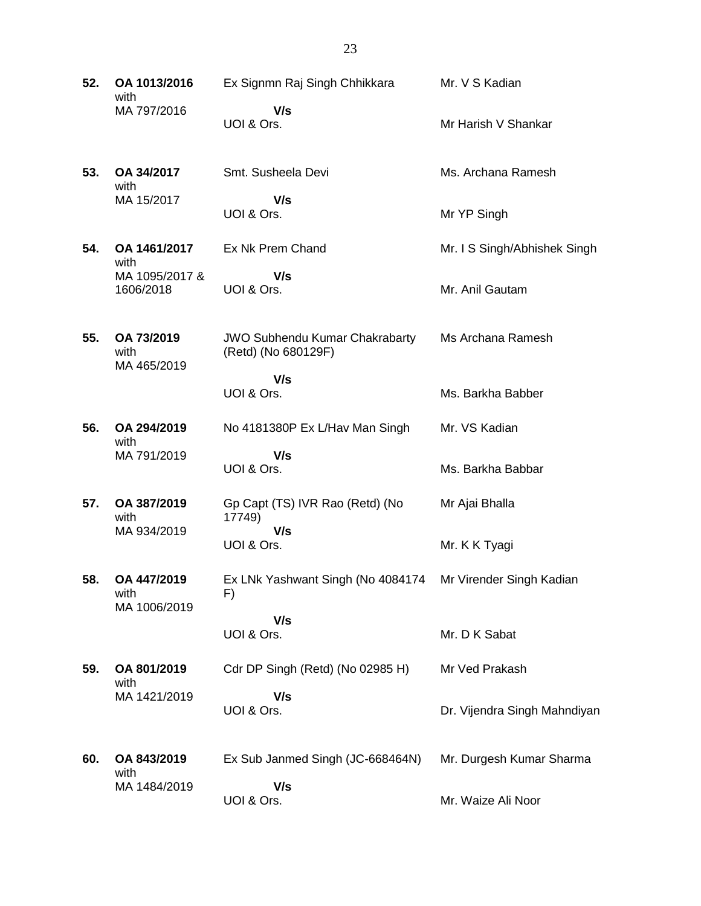| | | | |
|---|---|---|---|
| **52.** | **OA 1013/2016** with MA 797/2016 | Ex Signmn Raj Singh Chhikkara **V/s** UOI & Ors. | Mr. V S Kadian<br>Mr Harish V Shankar |
| **53.** | **OA 34/2017** with MA 15/2017 | Smt. Susheela Devi **V/s** UOI & Ors. | Ms. Archana Ramesh<br>Mr YP Singh |
| **54.** | **OA 1461/2017** with MA 1095/2017 & 1606/2018 | Ex Nk Prem Chand **V/s** UOI & Ors. | Mr. I S Singh/Abhishek Singh<br>Mr. Anil Gautam |
| **55.** | **OA 73/2019** with MA 465/2019 | JWO Subhendu Kumar Chakrabarty (Retd) (No 680129F) **V/s** UOI & Ors. | Ms Archana Ramesh<br>Ms. Barkha Babber |
| **56.** | **OA 294/2019** with MA 791/2019 | No 4181380P Ex L/Hav Man Singh **V/s** UOI & Ors. | Mr. VS Kadian<br>Ms. Barkha Babbar |
| **57.** | **OA 387/2019** with MA 934/2019 | Gp Capt (TS) IVR Rao (Retd) (No 17749) **V/s** UOI & Ors. | Mr Ajai Bhalla<br>Mr. K K Tyagi |
| **58.** | **OA 447/2019** with MA 1006/2019 | Ex LNk Yashwant Singh (No 4084174 F) **V/s** UOI & Ors. | Mr Virender Singh Kadian<br>Mr. D K Sabat |
| **59.** | **OA 801/2019** with MA 1421/2019 | Cdr DP Singh (Retd) (No 02985 H) **V/s** UOI & Ors. | Mr Ved Prakash<br>Dr. Vijendra Singh Mahndiyan |
| **60.** | **OA 843/2019** with MA 1484/2019 | Ex Sub Janmed Singh (JC-668464N) **V/s** UOI & Ors. | Mr. Durgesh Kumar Sharma<br>Mr. Waize Ali Noor |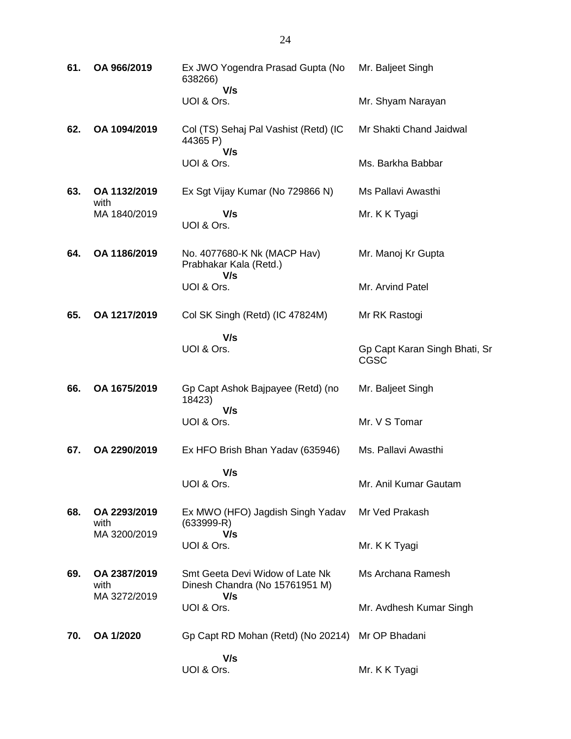| | | | |
|---|---|---|---|
| **61.** | **OA 966/2019** | Ex JWO Yogendra Prasad Gupta (No 638266)<br>**V/s**<br>UOI & Ors. | Mr. Baljeet Singh<br><br>Mr. Shyam Narayan |
| **62.** | **OA 1094/2019** | Col (TS) Sehaj Pal Vashist (Retd) (IC 44365 P)<br>**V/s**<br>UOI & Ors. | Mr Shakti Chand Jaidwal<br><br>Ms. Barkha Babbar |
| **63.** | **OA 1132/2019** with MA 1840/2019 | Ex Sgt Vijay Kumar (No 729866 N)<br>**V/s**<br>UOI & Ors. | Ms Pallavi Awasthi<br><br>Mr. K K Tyagi |
| **64.** | **OA 1186/2019** | No. 4077680-K Nk (MACP Hav) Prabhakar Kala (Retd.)<br>**V/s**<br>UOI & Ors. | Mr. Manoj Kr Gupta<br><br>Mr. Arvind Patel |
| **65.** | **OA 1217/2019** | Col SK Singh (Retd) (IC 47824M)<br>**V/s**<br>UOI & Ors. | Mr RK Rastogi<br><br>Gp Capt Karan Singh Bhati, Sr CGSC |
| **66.** | **OA 1675/2019** | Gp Capt Ashok Bajpayee (Retd) (no 18423)<br>**V/s**<br>UOI & Ors. | Mr. Baljeet Singh<br><br>Mr. V S Tomar |
| **67.** | **OA 2290/2019** | Ex HFO Brish Bhan Yadav (635946)<br>**V/s**<br>UOI & Ors. | Ms. Pallavi Awasthi<br><br>Mr. Anil Kumar Gautam |
| **68.** | **OA 2293/2019** with MA 3200/2019 | Ex MWO (HFO) Jagdish Singh Yadav (633999-R)<br>**V/s**<br>UOI & Ors. | Mr Ved Prakash<br><br>Mr. K K Tyagi |
| **69.** | **OA 2387/2019** with MA 3272/2019 | Smt Geeta Devi Widow of Late Nk Dinesh Chandra (No 15761951 M)<br>**V/s**<br>UOI & Ors. | Ms Archana Ramesh<br><br>Mr. Avdhesh Kumar Singh |
| **70.** | **OA 1/2020** | Gp Capt RD Mohan (Retd) (No 20214)<br>**V/s**<br>UOI & Ors. | Mr OP Bhadani<br><br>Mr. K K Tyagi |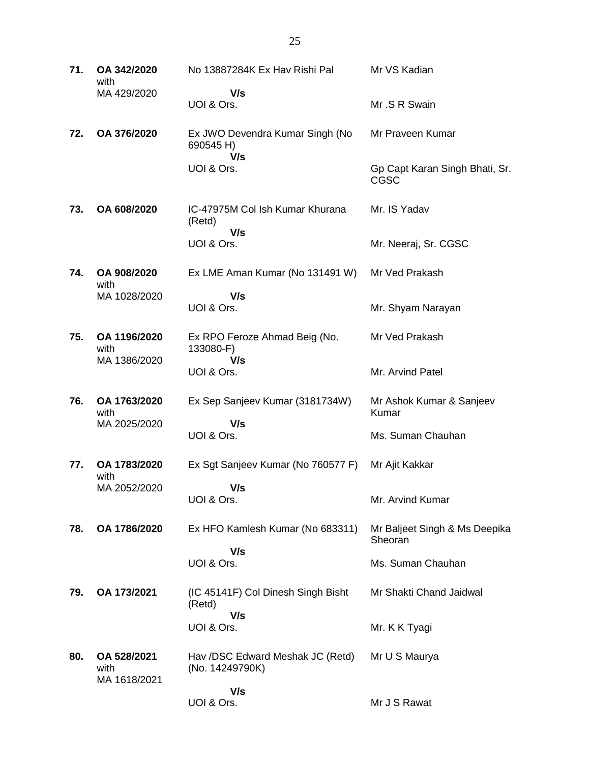| | | | |
|---|---|---|---|
| **71.** | **OA 342/2020** with MA 429/2020 | No 13887284K Ex Hav Rishi Pal **V/s** UOI & Ors. | Mr VS Kadian<br><br>Mr .S R Swain |
| **72.** | **OA 376/2020** | Ex JWO Devendra Kumar Singh (No 690545 H) **V/s** UOI & Ors. | Mr Praveen Kumar<br><br>Gp Capt Karan Singh Bhati, Sr. CGSC |
| **73.** | **OA 608/2020** | IC-47975M Col Ish Kumar Khurana (Retd) **V/s** UOI & Ors. | Mr. IS Yadav<br><br>Mr. Neeraj, Sr. CGSC |
| **74.** | **OA 908/2020** with MA 1028/2020 | Ex LME Aman Kumar (No 131491 W) **V/s** UOI & Ors. | Mr Ved Prakash<br><br>Mr. Shyam Narayan |
| **75.** | **OA 1196/2020** with MA 1386/2020 | Ex RPO Feroze Ahmad Beig (No. 133080-F) **V/s** UOI & Ors. | Mr Ved Prakash<br><br>Mr. Arvind Patel |
| **76.** | **OA 1763/2020** with MA 2025/2020 | Ex Sep Sanjeev Kumar (3181734W) **V/s** UOI & Ors. | Mr Ashok Kumar & Sanjeev Kumar<br><br>Ms. Suman Chauhan |
| **77.** | **OA 1783/2020** with MA 2052/2020 | Ex Sgt Sanjeev Kumar (No 760577 F) **V/s** UOI & Ors. | Mr Ajit Kakkar<br><br>Mr. Arvind Kumar |
| **78.** | **OA 1786/2020** | Ex HFO Kamlesh Kumar (No 683311) **V/s** UOI & Ors. | Mr Baljeet Singh & Ms Deepika Sheoran<br><br>Ms. Suman Chauhan |
| **79.** | **OA 173/2021** | (IC 45141F) Col Dinesh Singh Bisht (Retd) **V/s** UOI & Ors. | Mr Shakti Chand Jaidwal<br><br>Mr. K K Tyagi |
| **80.** | **OA 528/2021** with MA 1618/2021 | Hav /DSC Edward Meshak JC (Retd) (No. 14249790K) **V/s** UOI & Ors. | Mr U S Maurya<br><br>Mr J S Rawat |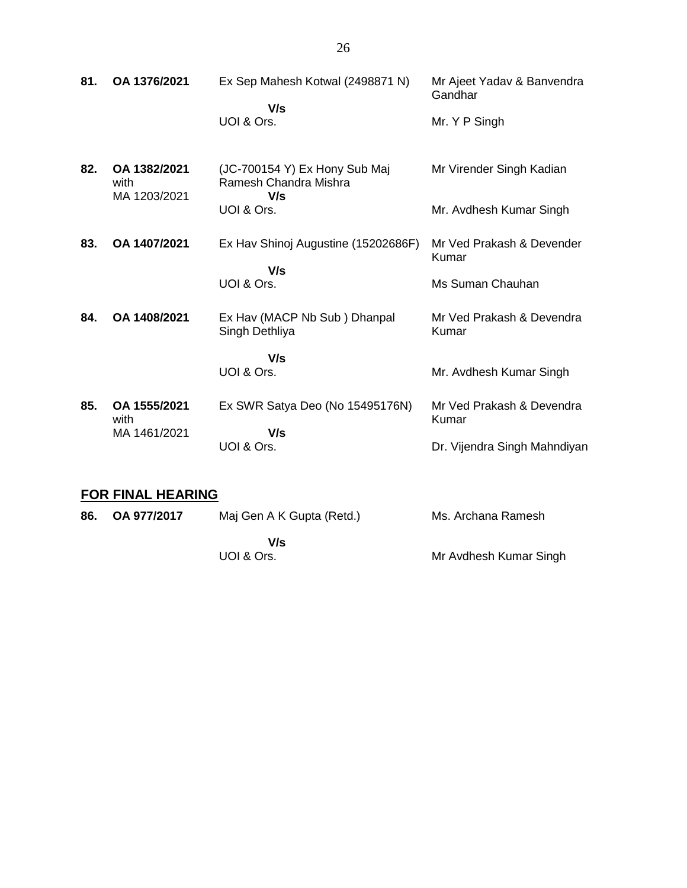| | | | |
|---|---|---|---|
| **81.** | **OA 1376/2021** | Ex Sep Mahesh Kotwal (2498871 N)<br>**V/s**<br>UOI & Ors. | Mr Ajeet Yadav & Banvendra Gandhar<br><br>Mr. Y P Singh |
| **82.** | **OA 1382/2021** with MA 1203/2021 | (JC-700154 Y) Ex Hony Sub Maj Ramesh Chandra Mishra<br>**V/s**<br>UOI & Ors. | Mr Virender Singh Kadian<br><br>Mr. Avdhesh Kumar Singh |
| **83.** | **OA 1407/2021** | Ex Hav Shinoj Augustine (15202686F)<br>**V/s**<br>UOI & Ors. | Mr Ved Prakash & Devender Kumar<br><br>Ms Suman Chauhan |
| **84.** | **OA 1408/2021** | Ex Hav (MACP Nb Sub ) Dhanpal Singh Dethliya<br>**V/s**<br>UOI & Ors. | Mr Ved Prakash & Devendra Kumar<br><br>Mr. Avdhesh Kumar Singh |
| **85.** | **OA 1555/2021** with MA 1461/2021 | Ex SWR Satya Deo (No 15495176N)<br>**V/s**<br>UOI & Ors. | Mr Ved Prakash & Devendra Kumar<br><br>Dr. Vijendra Singh Mahndiyan |

## FOR FINAL HEARING

| | | | |
|---|---|---|---|
| **86.** | **OA 977/2017** | Maj Gen A K Gupta (Retd.)<br>**V/s**<br>UOI & Ors. | Ms. Archana Ramesh<br><br>Mr Avdhesh Kumar Singh |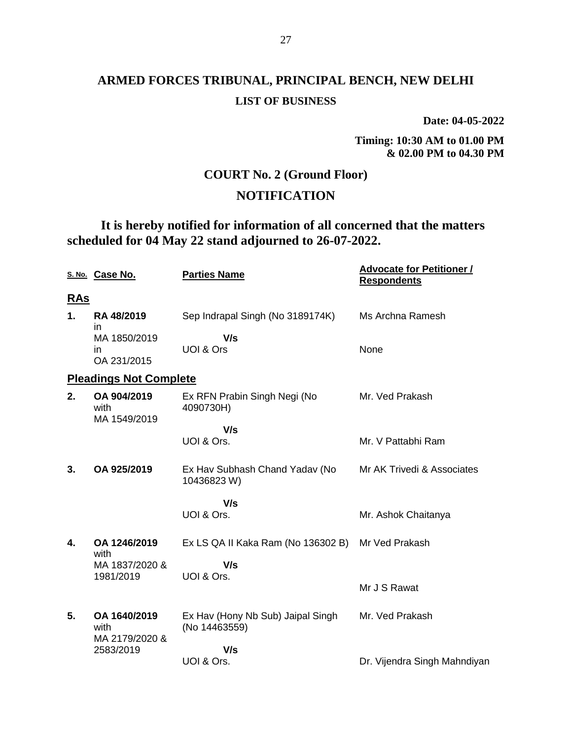# ARMED FORCES TRIBUNAL, PRINCIPAL BENCH, NEW DELHI

## LIST OF BUSINESS

**Date: 04-05-2022**

**Timing: 10:30 AM to 01.00 PM & 02.00 PM to 04.30 PM**

## COURT No. 2 (Ground Floor)

## NOTIFICATION

**It is hereby notified for information of all concerned that the matters scheduled for 04 May 22 stand adjourned to 26-07-2022.**

| S. No. | Case No. | Parties Name | Advocate for Petitioner / Respondents |
|---|---|---|---|
| **RAs** | | | |
| **1.** | **RA 48/2019** in MA 1850/2019 in OA 231/2015 | Sep Indrapal Singh (No 3189174K) **V/s** UOI & Ors | Ms Archna Ramesh<br>None |
| **Pleadings Not Complete** | | | |
| **2.** | **OA 904/2019** with MA 1549/2019 | Ex RFN Prabin Singh Negi (No 4090730H) **V/s** UOI & Ors. | Mr. Ved Prakash<br>Mr. V Pattabhi Ram |
| **3.** | **OA 925/2019** | Ex Hav Subhash Chand Yadav (No 10436823 W) **V/s** UOI & Ors. | Mr AK Trivedi & Associates<br>Mr. Ashok Chaitanya |
| **4.** | **OA 1246/2019** with MA 1837/2020 & 1981/2019 | Ex LS QA II Kaka Ram (No 136302 B) **V/s** UOI & Ors. | Mr Ved Prakash<br>Mr J S Rawat |
| **5.** | **OA 1640/2019** with MA 2179/2020 & 2583/2019 | Ex Hav (Hony Nb Sub) Jaipal Singh (No 14463559) **V/s** UOI & Ors. | Mr. Ved Prakash<br>Dr. Vijendra Singh Mahndiyan |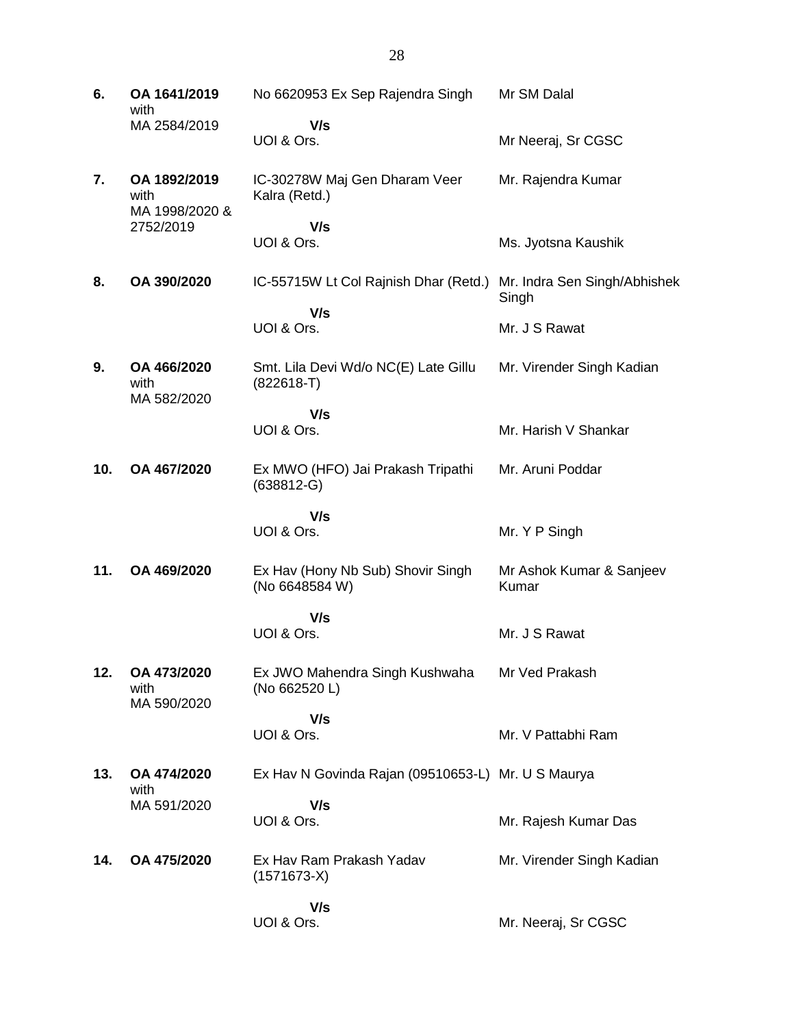| | | | |
|---|---|---|---|
| **6.** | **OA 1641/2019** with MA 2584/2019 | No 6620953 Ex Sep Rajendra Singh | Mr SM Dalal |
| | | **V/s** UOI & Ors. | Mr Neeraj, Sr CGSC |
| **7.** | **OA 1892/2019** with MA 1998/2020 & 2752/2019 | IC-30278W Maj Gen Dharam Veer Kalra (Retd.) | Mr. Rajendra Kumar |
| | | **V/s** UOI & Ors. | Ms. Jyotsna Kaushik |
| **8.** | **OA 390/2020** | IC-55715W Lt Col Rajnish Dhar (Retd.) | Mr. Indra Sen Singh/Abhishek Singh |
| | | **V/s** UOI & Ors. | Mr. J S Rawat |
| **9.** | **OA 466/2020** with MA 582/2020 | Smt. Lila Devi Wd/o NC(E) Late Gillu (822618-T) | Mr. Virender Singh Kadian |
| | | **V/s** UOI & Ors. | Mr. Harish V Shankar |
| **10.** | **OA 467/2020** | Ex MWO (HFO) Jai Prakash Tripathi (638812-G) | Mr. Aruni Poddar |
| | | **V/s** UOI & Ors. | Mr. Y P Singh |
| **11.** | **OA 469/2020** | Ex Hav (Hony Nb Sub) Shovir Singh (No 6648584 W) | Mr Ashok Kumar & Sanjeev Kumar |
| | | **V/s** UOI & Ors. | Mr. J S Rawat |
| **12.** | **OA 473/2020** with MA 590/2020 | Ex JWO Mahendra Singh Kushwaha (No 662520 L) | Mr Ved Prakash |
| | | **V/s** UOI & Ors. | Mr. V Pattabhi Ram |
| **13.** | **OA 474/2020** with MA 591/2020 | Ex Hav N Govinda Rajan (09510653-L) | Mr. U S Maurya |
| | | **V/s** UOI & Ors. | Mr. Rajesh Kumar Das |
| **14.** | **OA 475/2020** | Ex Hav Ram Prakash Yadav (1571673-X) | Mr. Virender Singh Kadian |
| | | **V/s** UOI & Ors. | Mr. Neeraj, Sr CGSC |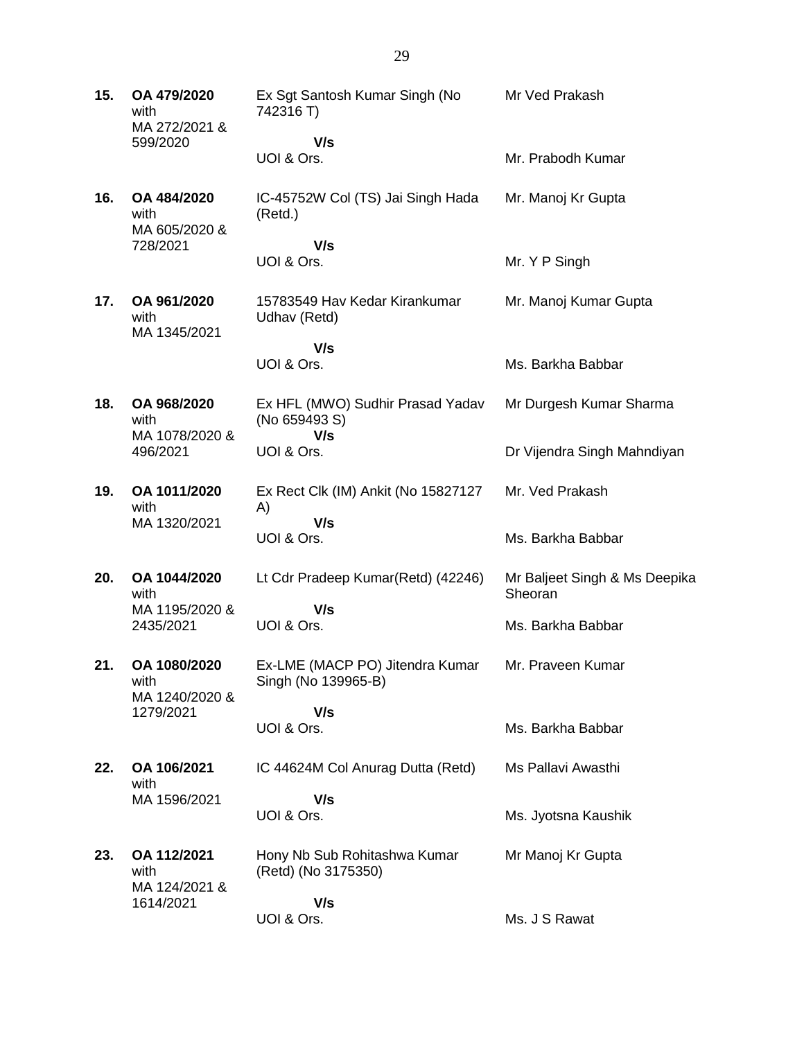| | | | |
|---|---|---|---|
| **15.** | **OA 479/2020** with MA 272/2021 & 599/2020 | Ex Sgt Santosh Kumar Singh (No 742316 T)<br>**V/s**<br>UOI & Ors. | Mr Ved Prakash<br><br>Mr. Prabodh Kumar |
| **16.** | **OA 484/2020** with MA 605/2020 & 728/2021 | IC-45752W Col (TS) Jai Singh Hada (Retd.)<br>**V/s**<br>UOI & Ors. | Mr. Manoj Kr Gupta<br><br>Mr. Y P Singh |
| **17.** | **OA 961/2020** with MA 1345/2021 | 15783549 Hav Kedar Kirankumar Udhav (Retd)<br>**V/s**<br>UOI & Ors. | Mr. Manoj Kumar Gupta<br><br>Ms. Barkha Babbar |
| **18.** | **OA 968/2020** with MA 1078/2020 & 496/2021 | Ex HFL (MWO) Sudhir Prasad Yadav (No 659493 S)<br>**V/s**<br>UOI & Ors. | Mr Durgesh Kumar Sharma<br><br>Dr Vijendra Singh Mahndiyan |
| **19.** | **OA 1011/2020** with MA 1320/2021 | Ex Rect Clk (IM) Ankit (No 15827127 A)<br>**V/s**<br>UOI & Ors. | Mr. Ved Prakash<br><br>Ms. Barkha Babbar |
| **20.** | **OA 1044/2020** with MA 1195/2020 & 2435/2021 | Lt Cdr Pradeep Kumar(Retd) (42246)<br>**V/s**<br>UOI & Ors. | Mr Baljeet Singh & Ms Deepika Sheoran<br><br>Ms. Barkha Babbar |
| **21.** | **OA 1080/2020** with MA 1240/2020 & 1279/2021 | Ex-LME (MACP PO) Jitendra Kumar Singh (No 139965-B)<br>**V/s**<br>UOI & Ors. | Mr. Praveen Kumar<br><br>Ms. Barkha Babbar |
| **22.** | **OA 106/2021** with MA 1596/2021 | IC 44624M Col Anurag Dutta (Retd)<br>**V/s**<br>UOI & Ors. | Ms Pallavi Awasthi<br><br>Ms. Jyotsna Kaushik |
| **23.** | **OA 112/2021** with MA 124/2021 & 1614/2021 | Hony Nb Sub Rohitashwa Kumar (Retd) (No 3175350)<br>**V/s**<br>UOI & Ors. | Mr Manoj Kr Gupta<br><br>Ms. J S Rawat |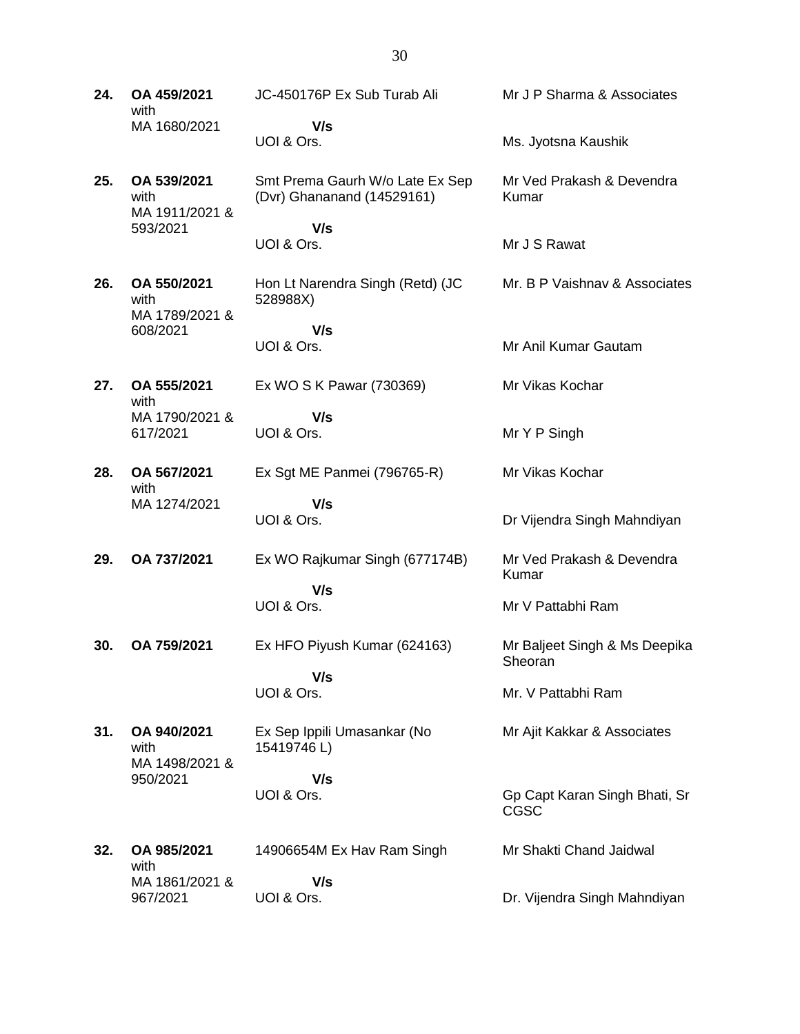| | | | |
|---|---|---|---|
| **24.** | **OA 459/2021** with MA 1680/2021 | JC-450176P Ex Sub Turab Ali **V/s** UOI & Ors. | Mr J P Sharma & Associates<br><br>Ms. Jyotsna Kaushik |
| **25.** | **OA 539/2021** with MA 1911/2021 & 593/2021 | Smt Prema Gaurh W/o Late Ex Sep (Dvr) Ghananand (14529161) **V/s** UOI & Ors. | Mr Ved Prakash & Devendra Kumar<br><br>Mr J S Rawat |
| **26.** | **OA 550/2021** with MA 1789/2021 & 608/2021 | Hon Lt Narendra Singh (Retd) (JC 528988X) **V/s** UOI & Ors. | Mr. B P Vaishnav & Associates<br><br>Mr Anil Kumar Gautam |
| **27.** | **OA 555/2021** with MA 1790/2021 & 617/2021 | Ex WO S K Pawar (730369) **V/s** UOI & Ors. | Mr Vikas Kochar<br><br>Mr Y P Singh |
| **28.** | **OA 567/2021** with MA 1274/2021 | Ex Sgt ME Panmei (796765-R) **V/s** UOI & Ors. | Mr Vikas Kochar<br><br>Dr Vijendra Singh Mahndiyan |
| **29.** | **OA 737/2021** | Ex WO Rajkumar Singh (677174B) **V/s** UOI & Ors. | Mr Ved Prakash & Devendra Kumar<br><br>Mr V Pattabhi Ram |
| **30.** | **OA 759/2021** | Ex HFO Piyush Kumar (624163) **V/s** UOI & Ors. | Mr Baljeet Singh & Ms Deepika Sheoran<br><br>Mr. V Pattabhi Ram |
| **31.** | **OA 940/2021** with MA 1498/2021 & 950/2021 | Ex Sep Ippili Umasankar (No 15419746 L) **V/s** UOI & Ors. | Mr Ajit Kakkar & Associates<br><br>Gp Capt Karan Singh Bhati, Sr CGSC |
| **32.** | **OA 985/2021** with MA 1861/2021 & 967/2021 | 14906654M Ex Hav Ram Singh **V/s** UOI & Ors. | Mr Shakti Chand Jaidwal<br><br>Dr. Vijendra Singh Mahndiyan |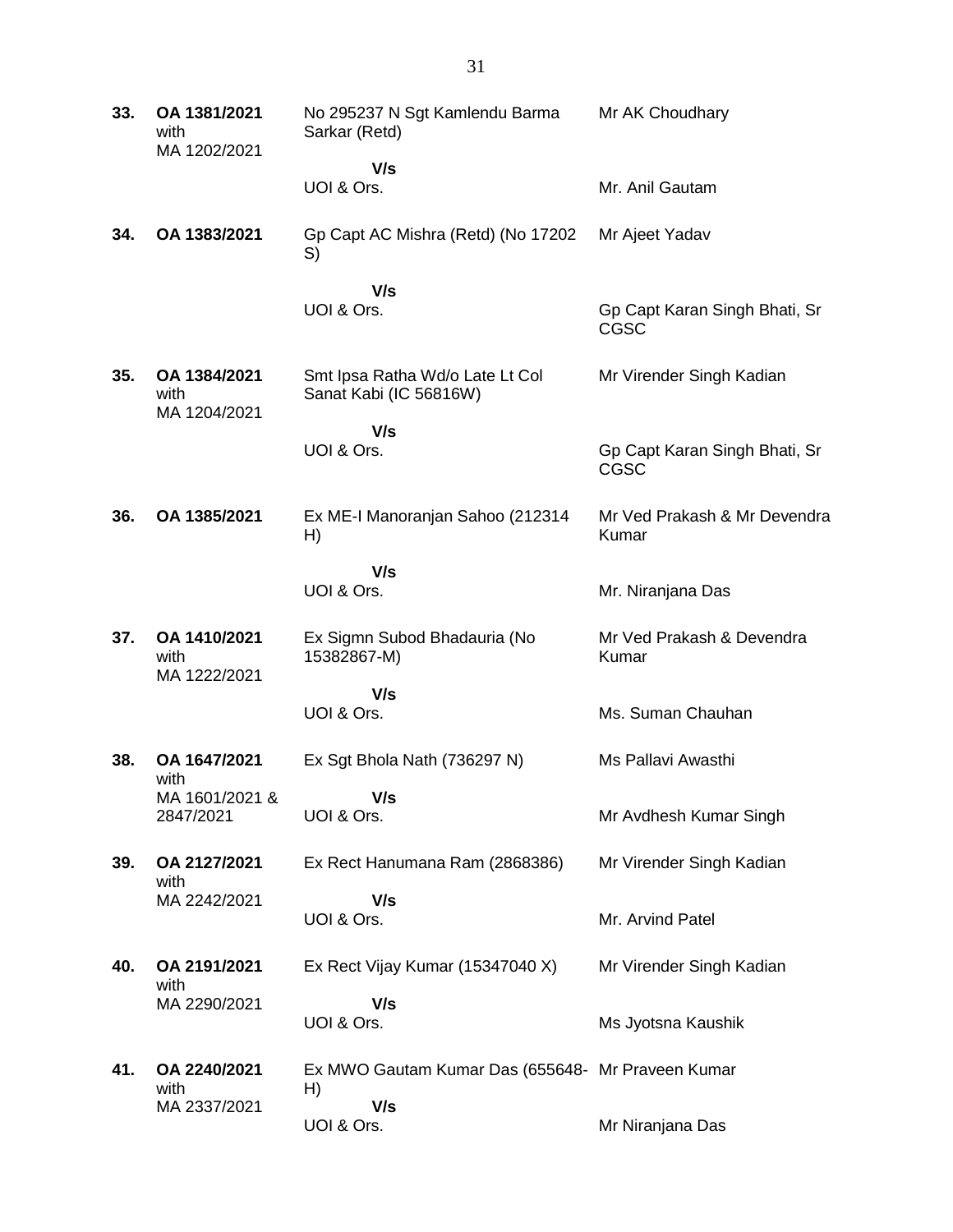| | | | |
|---|---|---|---|
| **33.** | **OA 1381/2021** with MA 1202/2021 | No 295237 N Sgt Kamlendu Barma Sarkar (Retd)<br>**V/s**<br>UOI & Ors. | Mr AK Choudhary<br><br>Mr. Anil Gautam |
| **34.** | **OA 1383/2021** | Gp Capt AC Mishra (Retd) (No 17202 S)<br>**V/s**<br>UOI & Ors. | Mr Ajeet Yadav<br><br>Gp Capt Karan Singh Bhati, Sr CGSC |
| **35.** | **OA 1384/2021** with MA 1204/2021 | Smt Ipsa Ratha Wd/o Late Lt Col Sanat Kabi (IC 56816W)<br>**V/s**<br>UOI & Ors. | Mr Virender Singh Kadian<br><br>Gp Capt Karan Singh Bhati, Sr CGSC |
| **36.** | **OA 1385/2021** | Ex ME-I Manoranjan Sahoo (212314 H)<br>**V/s**<br>UOI & Ors. | Mr Ved Prakash & Mr Devendra Kumar<br><br>Mr. Niranjana Das |
| **37.** | **OA 1410/2021** with MA 1222/2021 | Ex Sigmn Subod Bhadauria (No 15382867-M)<br>**V/s**<br>UOI & Ors. | Mr Ved Prakash & Devendra Kumar<br><br>Ms. Suman Chauhan |
| **38.** | **OA 1647/2021** with MA 1601/2021 & 2847/2021 | Ex Sgt Bhola Nath (736297 N)<br>**V/s**<br>UOI & Ors. | Ms Pallavi Awasthi<br><br>Mr Avdhesh Kumar Singh |
| **39.** | **OA 2127/2021** with MA 2242/2021 | Ex Rect Hanumana Ram (2868386)<br>**V/s**<br>UOI & Ors. | Mr Virender Singh Kadian<br><br>Mr. Arvind Patel |
| **40.** | **OA 2191/2021** with MA 2290/2021 | Ex Rect Vijay Kumar (15347040 X)<br>**V/s**<br>UOI & Ors. | Mr Virender Singh Kadian<br><br>Ms Jyotsna Kaushik |
| **41.** | **OA 2240/2021** with MA 2337/2021 | Ex MWO Gautam Kumar Das (655648-H)<br>**V/s**<br>UOI & Ors. | Mr Praveen Kumar<br><br>Mr Niranjana Das |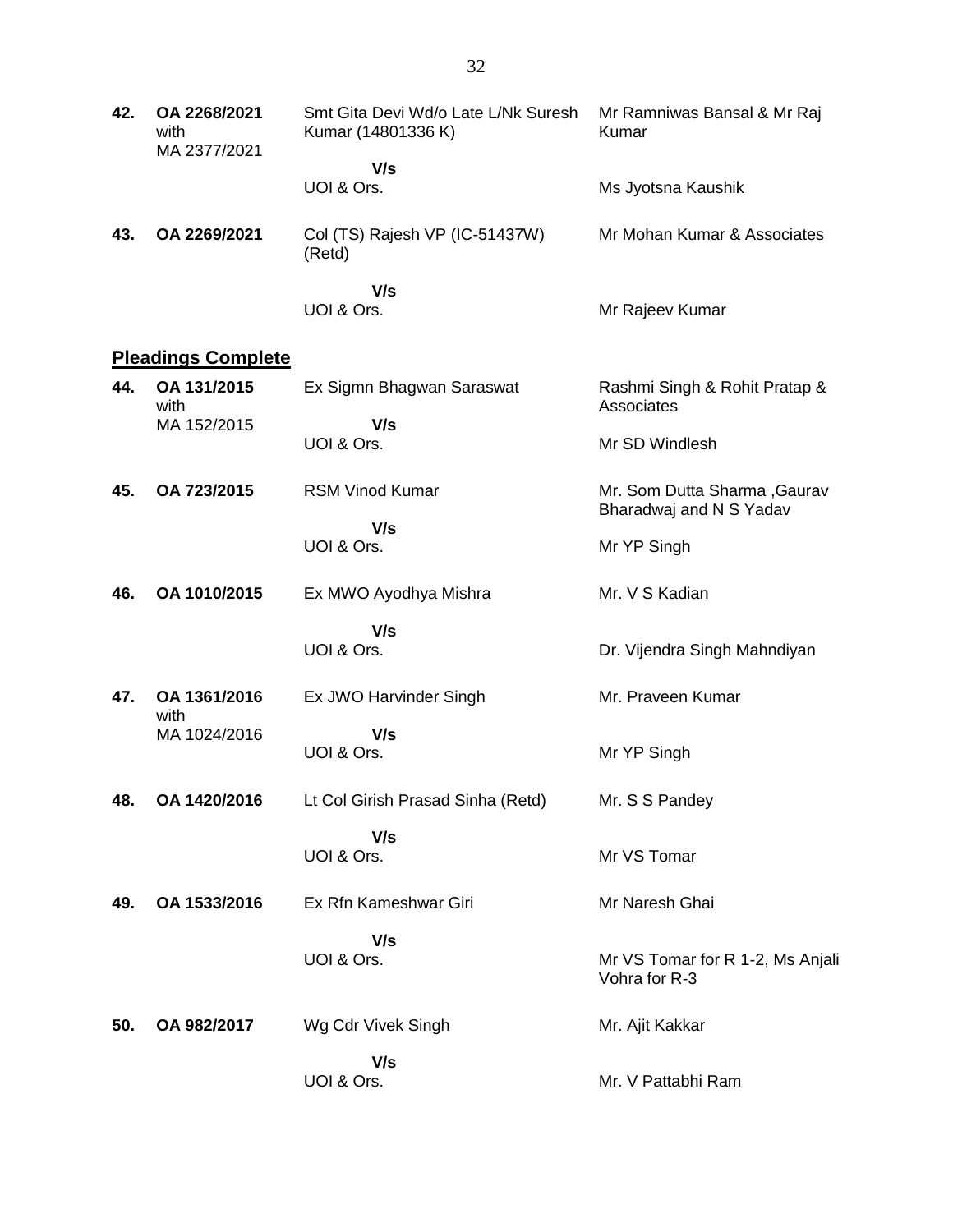| | | | |
|---|---|---|---|
| **42.** | **OA 2268/2021** with MA 2377/2021 | Smt Gita Devi Wd/o Late L/Nk Suresh Kumar (14801336 K) | Mr Ramniwas Bansal & Mr Raj Kumar |
| | | **V/s** | |
| | | UOI & Ors. | Ms Jyotsna Kaushik |
| **43.** | **OA 2269/2021** | Col (TS) Rajesh VP (IC-51437W) (Retd) | Mr Mohan Kumar & Associates |
| | | **V/s** | |
| | | UOI & Ors. | Mr Rajeev Kumar |

## Pleadings Complete

| | | | |
|---|---|---|---|
| **44.** | **OA 131/2015** with MA 152/2015 | Ex Sigmn Bhagwan Saraswat | Rashmi Singh & Rohit Pratap & Associates |
| | | **V/s** | |
| | | UOI & Ors. | Mr SD Windlesh |
| **45.** | **OA 723/2015** | RSM Vinod Kumar | Mr. Som Dutta Sharma ,Gaurav Bharadwaj and N S Yadav |
| | | **V/s** | |
| | | UOI & Ors. | Mr YP Singh |
| **46.** | **OA 1010/2015** | Ex MWO Ayodhya Mishra | Mr. V S Kadian |
| | | **V/s** | |
| | | UOI & Ors. | Dr. Vijendra Singh Mahndiyan |
| **47.** | **OA 1361/2016** with MA 1024/2016 | Ex JWO Harvinder Singh | Mr. Praveen Kumar |
| | | **V/s** | |
| | | UOI & Ors. | Mr YP Singh |
| **48.** | **OA 1420/2016** | Lt Col Girish Prasad Sinha (Retd) | Mr. S S Pandey |
| | | **V/s** | |
| | | UOI & Ors. | Mr VS Tomar |
| **49.** | **OA 1533/2016** | Ex Rfn Kameshwar Giri | Mr Naresh Ghai |
| | | **V/s** | |
| | | UOI & Ors. | Mr VS Tomar for R 1-2, Ms Anjali Vohra for R-3 |
| **50.** | **OA 982/2017** | Wg Cdr Vivek Singh | Mr. Ajit Kakkar |
| | | **V/s** | |
| | | UOI & Ors. | Mr. V Pattabhi Ram |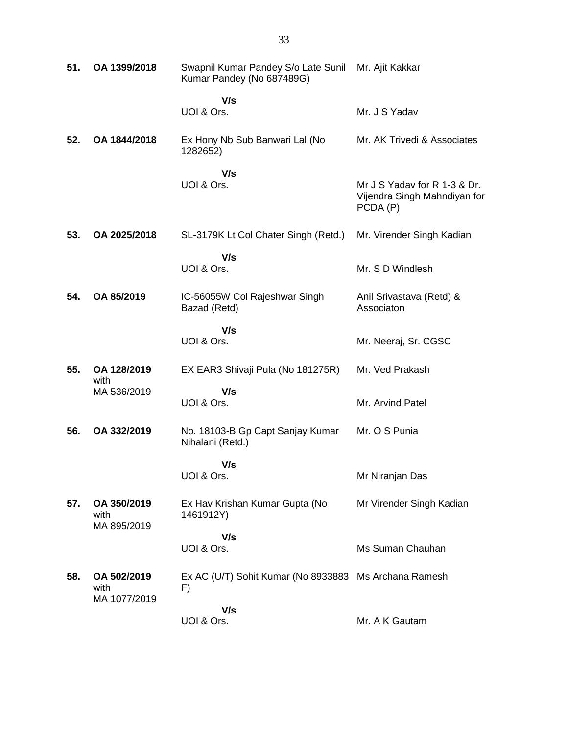| | | | |
|---|---|---|---|
| **51.** | **OA 1399/2018** | Swapnil Kumar Pandey S/o Late Sunil Kumar Pandey (No 687489G)<br><br>**V/s**<br>UOI & Ors. | Mr. Ajit Kakkar<br><br><br>Mr. J S Yadav |
| **52.** | **OA 1844/2018** | Ex Hony Nb Sub Banwari Lal (No 1282652)<br><br>**V/s**<br>UOI & Ors. | Mr. AK Trivedi & Associates<br><br><br>Mr J S Yadav for R 1-3 & Dr. Vijendra Singh Mahndiyan for PCDA (P) |
| **53.** | **OA 2025/2018** | SL-3179K Lt Col Chater Singh (Retd.)<br><br>**V/s**<br>UOI & Ors. | Mr. Virender Singh Kadian<br><br><br>Mr. S D Windlesh |
| **54.** | **OA 85/2019** | IC-56055W Col Rajeshwar Singh Bazad (Retd)<br><br>**V/s**<br>UOI & Ors. | Anil Srivastava (Retd) & Associaton<br><br><br>Mr. Neeraj, Sr. CGSC |
| **55.** | **OA 128/2019** with MA 536/2019 | EX EAR3 Shivaji Pula (No 181275R)<br><br>**V/s**<br>UOI & Ors. | Mr. Ved Prakash<br><br><br>Mr. Arvind Patel |
| **56.** | **OA 332/2019** | No. 18103-B Gp Capt Sanjay Kumar Nihalani (Retd.)<br><br>**V/s**<br>UOI & Ors. | Mr. O S Punia<br><br><br>Mr Niranjan Das |
| **57.** | **OA 350/2019** with MA 895/2019 | Ex Hav Krishan Kumar Gupta (No 1461912Y)<br><br>**V/s**<br>UOI & Ors. | Mr Virender Singh Kadian<br><br><br>Ms Suman Chauhan |
| **58.** | **OA 502/2019** with MA 1077/2019 | Ex AC (U/T) Sohit Kumar (No 8933883 F)<br><br>**V/s**<br>UOI & Ors. | Ms Archana Ramesh<br><br><br>Mr. A K Gautam |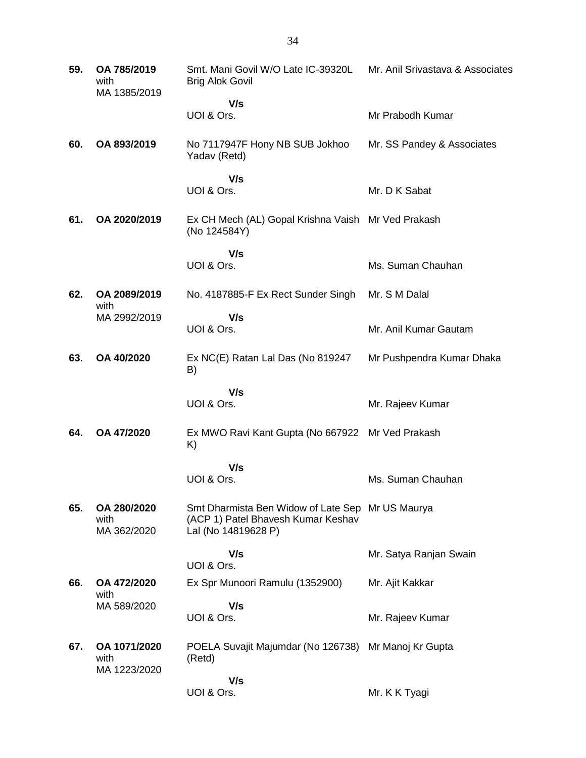| | | | |
|---|---|---|---|
| **59.** | **OA 785/2019** with MA 1385/2019 | Smt. Mani Govil W/O Late IC-39320L Brig Alok Govil | Mr. Anil Srivastava & Associates |
| | | **V/s** UOI & Ors. | Mr Prabodh Kumar |
| **60.** | **OA 893/2019** | No 7117947F Hony NB SUB Jokhoo Yadav (Retd) | Mr. SS Pandey & Associates |
| | | **V/s** UOI & Ors. | Mr. D K Sabat |
| **61.** | **OA 2020/2019** | Ex CH Mech (AL) Gopal Krishna Vaish (No 124584Y) | Mr Ved Prakash |
| | | **V/s** UOI & Ors. | Ms. Suman Chauhan |
| **62.** | **OA 2089/2019** with MA 2992/2019 | No. 4187885-F Ex Rect Sunder Singh | Mr. S M Dalal |
| | | **V/s** UOI & Ors. | Mr. Anil Kumar Gautam |
| **63.** | **OA 40/2020** | Ex NC(E) Ratan Lal Das (No 819247 B) | Mr Pushpendra Kumar Dhaka |
| | | **V/s** UOI & Ors. | Mr. Rajeev Kumar |
| **64.** | **OA 47/2020** | Ex MWO Ravi Kant Gupta (No 667922 K) | Mr Ved Prakash |
| | | **V/s** UOI & Ors. | Ms. Suman Chauhan |
| **65.** | **OA 280/2020** with MA 362/2020 | Smt Dharmista Ben Widow of Late Sep (ACP 1) Patel Bhavesh Kumar Keshav Lal (No 14819628 P) | Mr US Maurya |
| | | **V/s** UOI & Ors. | Mr. Satya Ranjan Swain |
| **66.** | **OA 472/2020** with MA 589/2020 | Ex Spr Munoori Ramulu (1352900) | Mr. Ajit Kakkar |
| | | **V/s** UOI & Ors. | Mr. Rajeev Kumar |
| **67.** | **OA 1071/2020** with MA 1223/2020 | POELA Suvajit Majumdar (No 126738) (Retd) | Mr Manoj Kr Gupta |
| | | **V/s** UOI & Ors. | Mr. K K Tyagi |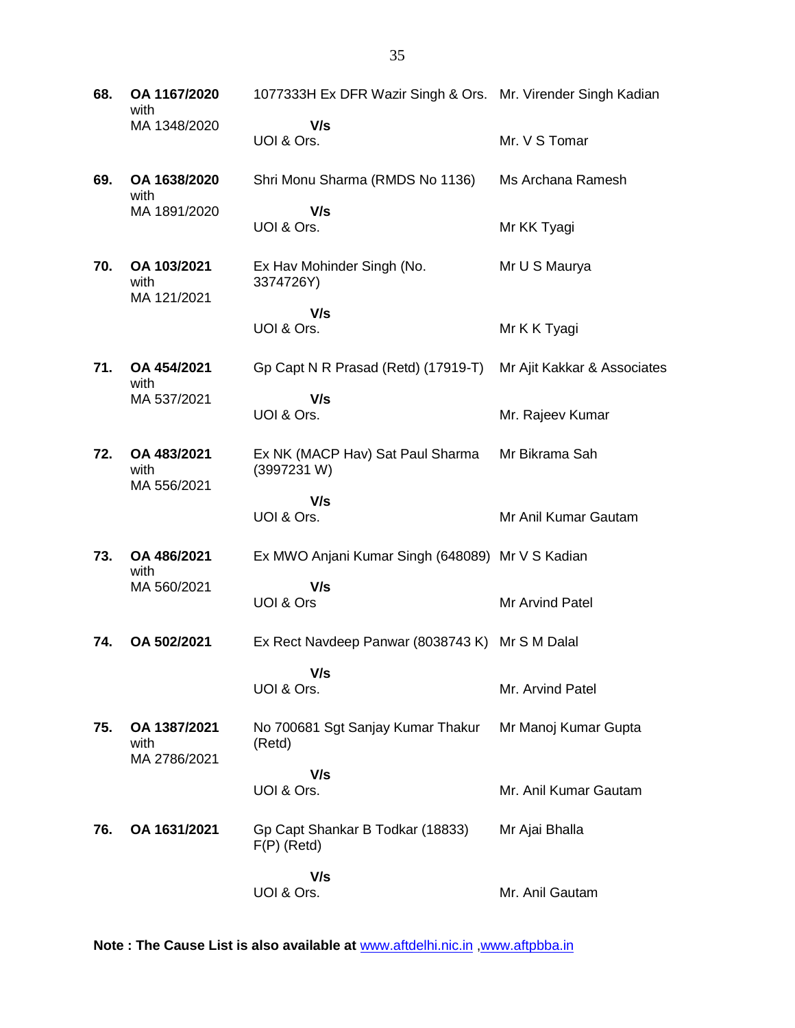| | | | |
|---|---|---|---|
| **68.** | **OA 1167/2020** with MA 1348/2020 | 1077333H Ex DFR Wazir Singh & Ors. **V/s** UOI & Ors. | Mr. Virender Singh Kadian<br>Mr. V S Tomar |
| **69.** | **OA 1638/2020** with MA 1891/2020 | Shri Monu Sharma (RMDS No 1136) **V/s** UOI & Ors. | Ms Archana Ramesh<br>Mr KK Tyagi |
| **70.** | **OA 103/2021** with MA 121/2021 | Ex Hav Mohinder Singh (No. 3374726Y) **V/s** UOI & Ors. | Mr U S Maurya<br>Mr K K Tyagi |
| **71.** | **OA 454/2021** with MA 537/2021 | Gp Capt N R Prasad (Retd) (17919-T) **V/s** UOI & Ors. | Mr Ajit Kakkar & Associates<br>Mr. Rajeev Kumar |
| **72.** | **OA 483/2021** with MA 556/2021 | Ex NK (MACP Hav) Sat Paul Sharma (3997231 W) **V/s** UOI & Ors. | Mr Bikrama Sah<br>Mr Anil Kumar Gautam |
| **73.** | **OA 486/2021** with MA 560/2021 | Ex MWO Anjani Kumar Singh (648089) **V/s** UOI & Ors | Mr V S Kadian<br>Mr Arvind Patel |
| **74.** | **OA 502/2021** | Ex Rect Navdeep Panwar (8038743 K) **V/s** UOI & Ors. | Mr S M Dalal<br>Mr. Arvind Patel |
| **75.** | **OA 1387/2021** with MA 2786/2021 | No 700681 Sgt Sanjay Kumar Thakur (Retd) **V/s** UOI & Ors. | Mr Manoj Kumar Gupta<br>Mr. Anil Kumar Gautam |
| **76.** | **OA 1631/2021** | Gp Capt Shankar B Todkar (18833) F(P) (Retd) **V/s** UOI & Ors. | Mr Ajai Bhalla<br>Mr. Anil Gautam |

**Note : The Cause List is also available at** www.aftdelhi.nic.in ,www.aftpbba.in